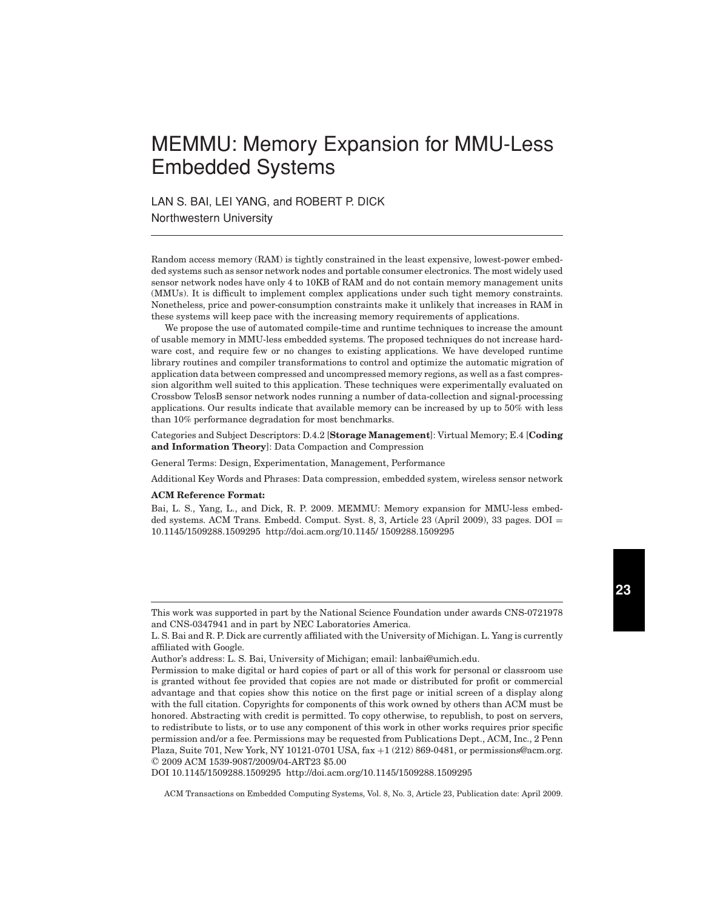# MEMMU: Memory Expansion for MMU-Less Embedded Systems

LAN S. BAI, LEI YANG, and ROBERT P. DICK
Northwestern University

Random access memory (RAM) is tightly constrained in the least expensive, lowest-power embedded systems such as sensor network nodes and portable consumer electronics. The most widely used sensor network nodes have only 4 to 10KB of RAM and do not contain memory management units (MMUs). It is difficult to implement complex applications under such tight memory constraints. Nonetheless, price and power-consumption constraints make it unlikely that increases in RAM in these systems will keep pace with the increasing memory requirements of applications.

We propose the use of automated compile-time and runtime techniques to increase the amount of usable memory in MMU-less embedded systems. The proposed techniques do not increase hardware cost, and require few or no changes to existing applications. We have developed runtime library routines and compiler transformations to control and optimize the automatic migration of application data between compressed and uncompressed memory regions, as well as a fast compression algorithm well suited to this application. These techniques were experimentally evaluated on Crossbow TelosB sensor network nodes running a number of data-collection and signal-processing applications. Our results indicate that available memory can be increased by up to 50% with less than 10% performance degradation for most benchmarks.

Categories and Subject Descriptors: D.4.2 [**Storage Management**]: Virtual Memory; E.4 [**Coding and Information Theory**]: Data Compaction and Compression

General Terms: Design, Experimentation, Management, Performance

Additional Key Words and Phrases: Data compression, embedded system, wireless sensor network

**ACM Reference Format:**

Bai, L. S., Yang, L., and Dick, R. P. 2009. MEMMU: Memory expansion for MMU-less embedded systems. ACM Trans. Embedd. Comput. Syst. 8, 3, Article 23 (April 2009), 33 pages. DOI = 10.1145/1509288.1509295 http://doi.acm.org/10.1145/ 1509288.1509295

---

This work was supported in part by the National Science Foundation under awards CNS-0721978 and CNS-0347941 and in part by NEC Laboratories America.

L. S. Bai and R. P. Dick are currently affiliated with the University of Michigan. L. Yang is currently affiliated with Google.

Author's address: L. S. Bai, University of Michigan; email: lanbai@umich.edu.

Permission to make digital or hard copies of part or all of this work for personal or classroom use is granted without fee provided that copies are not made or distributed for profit or commercial advantage and that copies show this notice on the first page or initial screen of a display along with the full citation. Copyrights for components of this work owned by others than ACM must be honored. Abstracting with credit is permitted. To copy otherwise, to republish, to post on servers, to redistribute to lists, or to use any component of this work in other works requires prior specific permission and/or a fee. Permissions may be requested from Publications Dept., ACM, Inc., 2 Penn Plaza, Suite 701, New York, NY 10121-0701 USA, fax +1 (212) 869-0481, or permissions@acm.org.
© 2009 ACM 1539-9087/2009/04-ART23 $5.00

DOI 10.1145/1509288.1509295 http://doi.acm.org/10.1145/1509288.1509295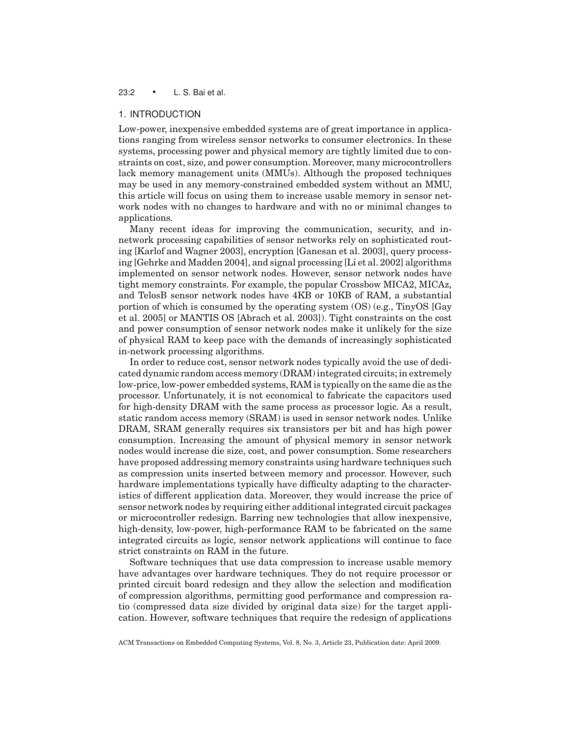## 1. INTRODUCTION

Low-power, inexpensive embedded systems are of great importance in applications ranging from wireless sensor networks to consumer electronics. In these systems, processing power and physical memory are tightly limited due to constraints on cost, size, and power consumption. Moreover, many microcontrollers lack memory management units (MMUs). Although the proposed techniques may be used in any memory-constrained embedded system without an MMU, this article will focus on using them to increase usable memory in sensor network nodes with no changes to hardware and with no or minimal changes to applications.

Many recent ideas for improving the communication, security, and in-network processing capabilities of sensor networks rely on sophisticated routing [Karlof and Wagner 2003], encryption [Ganesan et al. 2003], query processing [Gehrke and Madden 2004], and signal processing [Li et al. 2002] algorithms implemented on sensor network nodes. However, sensor network nodes have tight memory constraints. For example, the popular Crossbow MICA2, MICAz, and TelosB sensor network nodes have 4KB or 10KB of RAM, a substantial portion of which is consumed by the operating system (OS) (e.g., TinyOS [Gay et al. 2005] or MANTIS OS [Abrach et al. 2003]). Tight constraints on the cost and power consumption of sensor network nodes make it unlikely for the size of physical RAM to keep pace with the demands of increasingly sophisticated in-network processing algorithms.

In order to reduce cost, sensor network nodes typically avoid the use of dedicated dynamic random access memory (DRAM) integrated circuits; in extremely low-price, low-power embedded systems, RAM is typically on the same die as the processor. Unfortunately, it is not economical to fabricate the capacitors used for high-density DRAM with the same process as processor logic. As a result, static random access memory (SRAM) is used in sensor network nodes. Unlike DRAM, SRAM generally requires six transistors per bit and has high power consumption. Increasing the amount of physical memory in sensor network nodes would increase die size, cost, and power consumption. Some researchers have proposed addressing memory constraints using hardware techniques such as compression units inserted between memory and processor. However, such hardware implementations typically have difficulty adapting to the characteristics of different application data. Moreover, they would increase the price of sensor network nodes by requiring either additional integrated circuit packages or microcontroller redesign. Barring new technologies that allow inexpensive, high-density, low-power, high-performance RAM to be fabricated on the same integrated circuits as logic, sensor network applications will continue to face strict constraints on RAM in the future.

Software techniques that use data compression to increase usable memory have advantages over hardware techniques. They do not require processor or printed circuit board redesign and they allow the selection and modification of compression algorithms, permitting good performance and compression ratio (compressed data size divided by original data size) for the target application. However, software techniques that require the redesign of applications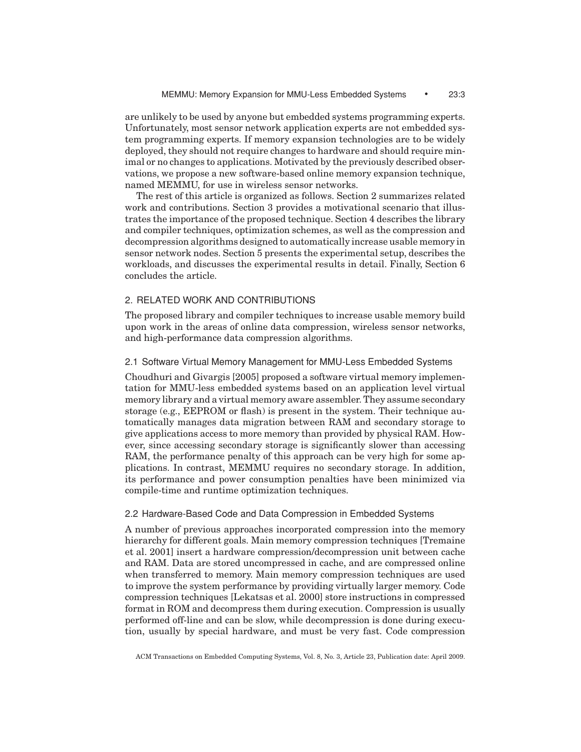are unlikely to be used by anyone but embedded systems programming experts. Unfortunately, most sensor network application experts are not embedded system programming experts. If memory expansion technologies are to be widely deployed, they should not require changes to hardware and should require minimal or no changes to applications. Motivated by the previously described observations, we propose a new software-based online memory expansion technique, named MEMMU, for use in wireless sensor networks.

The rest of this article is organized as follows. Section 2 summarizes related work and contributions. Section 3 provides a motivational scenario that illustrates the importance of the proposed technique. Section 4 describes the library and compiler techniques, optimization schemes, as well as the compression and decompression algorithms designed to automatically increase usable memory in sensor network nodes. Section 5 presents the experimental setup, describes the workloads, and discusses the experimental results in detail. Finally, Section 6 concludes the article.

## 2. RELATED WORK AND CONTRIBUTIONS

The proposed library and compiler techniques to increase usable memory build upon work in the areas of online data compression, wireless sensor networks, and high-performance data compression algorithms.

### 2.1 Software Virtual Memory Management for MMU-Less Embedded Systems

Choudhuri and Givargis [2005] proposed a software virtual memory implementation for MMU-less embedded systems based on an application level virtual memory library and a virtual memory aware assembler. They assume secondary storage (e.g., EEPROM or flash) is present in the system. Their technique automatically manages data migration between RAM and secondary storage to give applications access to more memory than provided by physical RAM. However, since accessing secondary storage is significantly slower than accessing RAM, the performance penalty of this approach can be very high for some applications. In contrast, MEMMU requires no secondary storage. In addition, its performance and power consumption penalties have been minimized via compile-time and runtime optimization techniques.

### 2.2 Hardware-Based Code and Data Compression in Embedded Systems

A number of previous approaches incorporated compression into the memory hierarchy for different goals. Main memory compression techniques [Tremaine et al. 2001] insert a hardware compression/decompression unit between cache and RAM. Data are stored uncompressed in cache, and are compressed online when transferred to memory. Main memory compression techniques are used to improve the system performance by providing virtually larger memory. Code compression techniques [Lekatsas et al. 2000] store instructions in compressed format in ROM and decompress them during execution. Compression is usually performed off-line and can be slow, while decompression is done during execution, usually by special hardware, and must be very fast. Code compression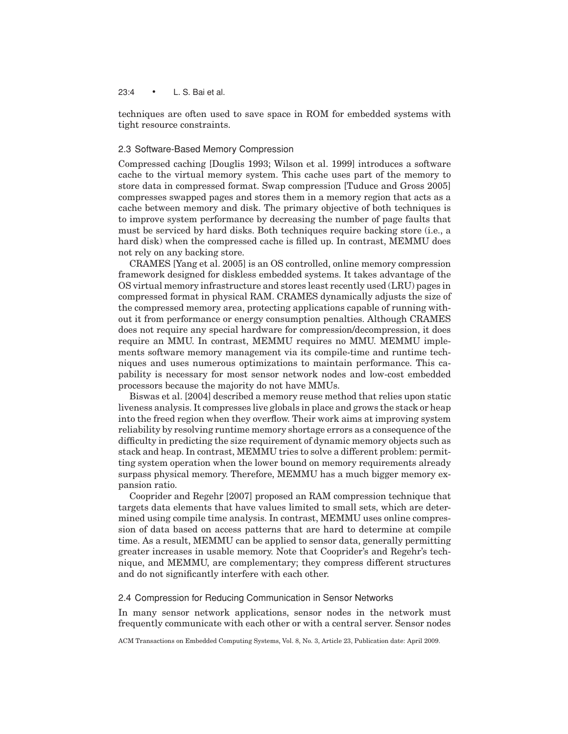techniques are often used to save space in ROM for embedded systems with tight resource constraints.

### 2.3 Software-Based Memory Compression

Compressed caching [Douglis 1993; Wilson et al. 1999] introduces a software cache to the virtual memory system. This cache uses part of the memory to store data in compressed format. Swap compression [Tuduce and Gross 2005] compresses swapped pages and stores them in a memory region that acts as a cache between memory and disk. The primary objective of both techniques is to improve system performance by decreasing the number of page faults that must be serviced by hard disks. Both techniques require backing store (i.e., a hard disk) when the compressed cache is filled up. In contrast, MEMMU does not rely on any backing store.

CRAMES [Yang et al. 2005] is an OS controlled, online memory compression framework designed for diskless embedded systems. It takes advantage of the OS virtual memory infrastructure and stores least recently used (LRU) pages in compressed format in physical RAM. CRAMES dynamically adjusts the size of the compressed memory area, protecting applications capable of running without it from performance or energy consumption penalties. Although CRAMES does not require any special hardware for compression/decompression, it does require an MMU. In contrast, MEMMU requires no MMU. MEMMU implements software memory management via its compile-time and runtime techniques and uses numerous optimizations to maintain performance. This capability is necessary for most sensor network nodes and low-cost embedded processors because the majority do not have MMUs.

Biswas et al. [2004] described a memory reuse method that relies upon static liveness analysis. It compresses live globals in place and grows the stack or heap into the freed region when they overflow. Their work aims at improving system reliability by resolving runtime memory shortage errors as a consequence of the difficulty in predicting the size requirement of dynamic memory objects such as stack and heap. In contrast, MEMMU tries to solve a different problem: permitting system operation when the lower bound on memory requirements already surpass physical memory. Therefore, MEMMU has a much bigger memory expansion ratio.

Cooprider and Regehr [2007] proposed an RAM compression technique that targets data elements that have values limited to small sets, which are determined using compile time analysis. In contrast, MEMMU uses online compression of data based on access patterns that are hard to determine at compile time. As a result, MEMMU can be applied to sensor data, generally permitting greater increases in usable memory. Note that Cooprider's and Regehr's technique, and MEMMU, are complementary; they compress different structures and do not significantly interfere with each other.

### 2.4 Compression for Reducing Communication in Sensor Networks

In many sensor network applications, sensor nodes in the network must frequently communicate with each other or with a central server. Sensor nodes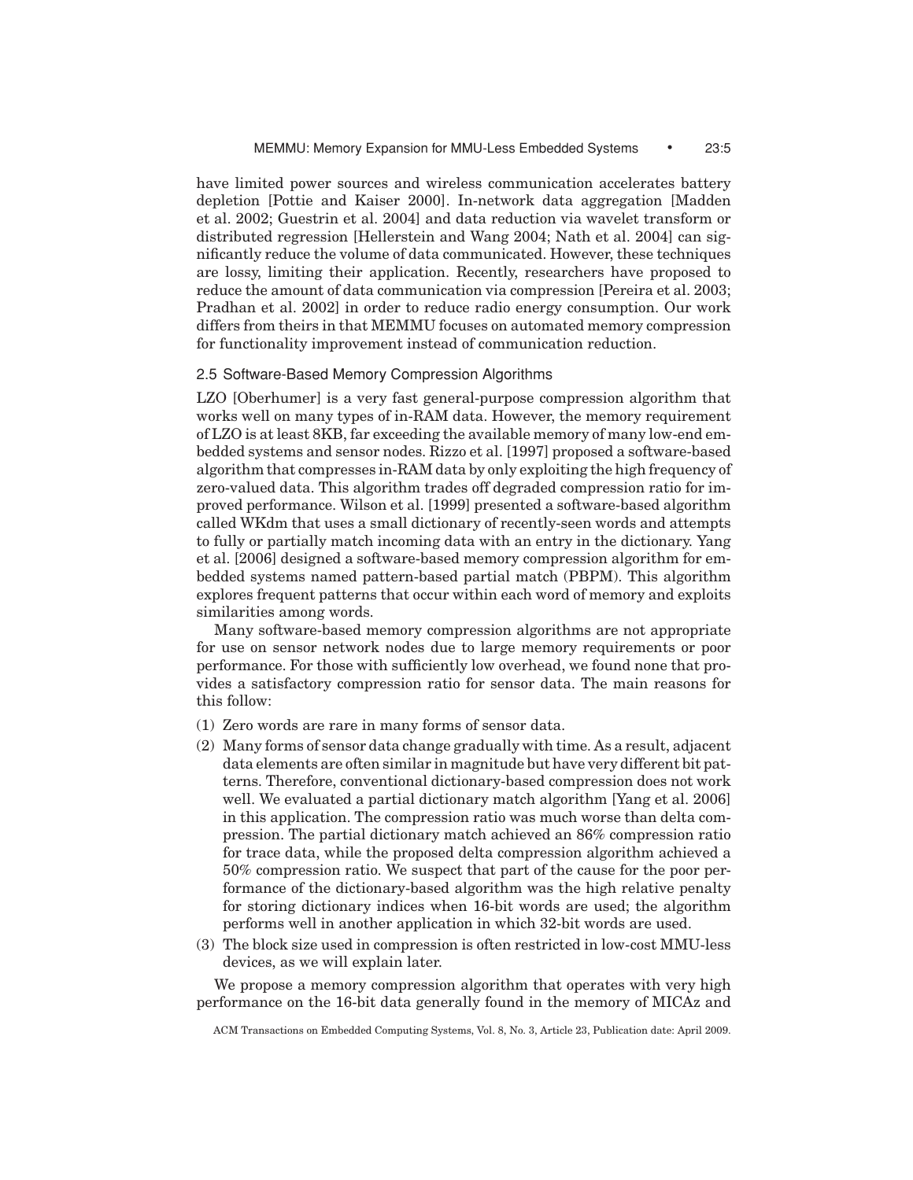have limited power sources and wireless communication accelerates battery depletion [Pottie and Kaiser 2000]. In-network data aggregation [Madden et al. 2002; Guestrin et al. 2004] and data reduction via wavelet transform or distributed regression [Hellerstein and Wang 2004; Nath et al. 2004] can significantly reduce the volume of data communicated. However, these techniques are lossy, limiting their application. Recently, researchers have proposed to reduce the amount of data communication via compression [Pereira et al. 2003; Pradhan et al. 2002] in order to reduce radio energy consumption. Our work differs from theirs in that MEMMU focuses on automated memory compression for functionality improvement instead of communication reduction.

## 2.5 Software-Based Memory Compression Algorithms

LZO [Oberhumer] is a very fast general-purpose compression algorithm that works well on many types of in-RAM data. However, the memory requirement of LZO is at least 8KB, far exceeding the available memory of many low-end embedded systems and sensor nodes. Rizzo et al. [1997] proposed a software-based algorithm that compresses in-RAM data by only exploiting the high frequency of zero-valued data. This algorithm trades off degraded compression ratio for improved performance. Wilson et al. [1999] presented a software-based algorithm called WKdm that uses a small dictionary of recently-seen words and attempts to fully or partially match incoming data with an entry in the dictionary. Yang et al. [2006] designed a software-based memory compression algorithm for embedded systems named pattern-based partial match (PBPM). This algorithm explores frequent patterns that occur within each word of memory and exploits similarities among words.

Many software-based memory compression algorithms are not appropriate for use on sensor network nodes due to large memory requirements or poor performance. For those with sufficiently low overhead, we found none that provides a satisfactory compression ratio for sensor data. The main reasons for this follow:

(1) Zero words are rare in many forms of sensor data.
(2) Many forms of sensor data change gradually with time. As a result, adjacent data elements are often similar in magnitude but have very different bit patterns. Therefore, conventional dictionary-based compression does not work well. We evaluated a partial dictionary match algorithm [Yang et al. 2006] in this application. The compression ratio was much worse than delta compression. The partial dictionary match achieved an 86% compression ratio for trace data, while the proposed delta compression algorithm achieved a 50% compression ratio. We suspect that part of the cause for the poor performance of the dictionary-based algorithm was the high relative penalty for storing dictionary indices when 16-bit words are used; the algorithm performs well in another application in which 32-bit words are used.
(3) The block size used in compression is often restricted in low-cost MMU-less devices, as we will explain later.

We propose a memory compression algorithm that operates with very high performance on the 16-bit data generally found in the memory of MICAz and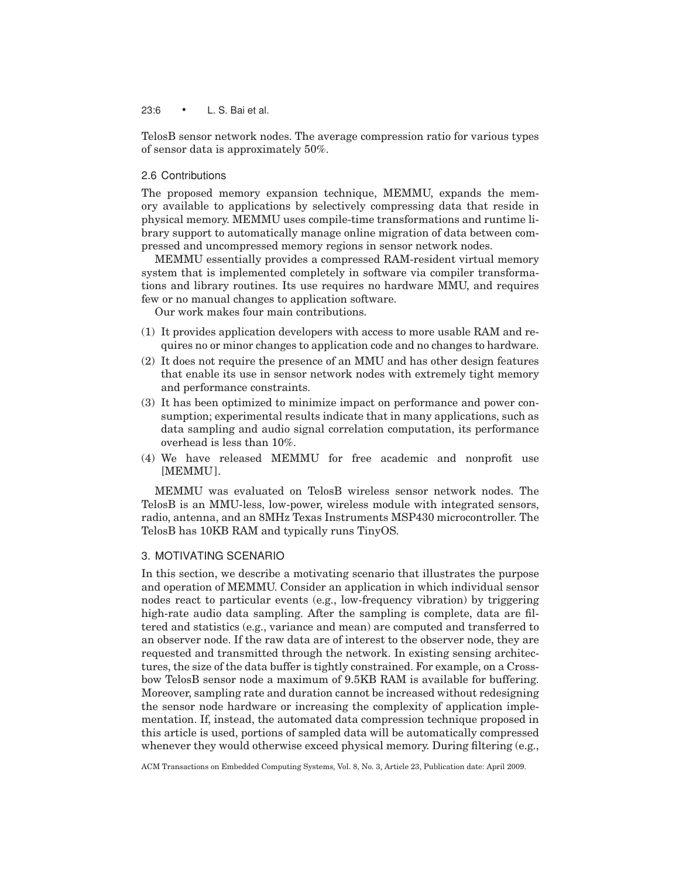TelosB sensor network nodes. The average compression ratio for various types of sensor data is approximately 50%.

### 2.6 Contributions

The proposed memory expansion technique, MEMMU, expands the memory available to applications by selectively compressing data that reside in physical memory. MEMMU uses compile-time transformations and runtime library support to automatically manage online migration of data between compressed and uncompressed memory regions in sensor network nodes.

MEMMU essentially provides a compressed RAM-resident virtual memory system that is implemented completely in software via compiler transformations and library routines. Its use requires no hardware MMU, and requires few or no manual changes to application software.

Our work makes four main contributions.

(1) It provides application developers with access to more usable RAM and requires no or minor changes to application code and no changes to hardware.
(2) It does not require the presence of an MMU and has other design features that enable its use in sensor network nodes with extremely tight memory and performance constraints.
(3) It has been optimized to minimize impact on performance and power consumption; experimental results indicate that in many applications, such as data sampling and audio signal correlation computation, its performance overhead is less than 10%.
(4) We have released MEMMU for free academic and nonprofit use [MEMMU].

MEMMU was evaluated on TelosB wireless sensor network nodes. The TelosB is an MMU-less, low-power, wireless module with integrated sensors, radio, antenna, and an 8MHz Texas Instruments MSP430 microcontroller. The TelosB has 10KB RAM and typically runs TinyOS.

## 3. MOTIVATING SCENARIO

In this section, we describe a motivating scenario that illustrates the purpose and operation of MEMMU. Consider an application in which individual sensor nodes react to particular events (e.g., low-frequency vibration) by triggering high-rate audio data sampling. After the sampling is complete, data are filtered and statistics (e.g., variance and mean) are computed and transferred to an observer node. If the raw data are of interest to the observer node, they are requested and transmitted through the network. In existing sensing architectures, the size of the data buffer is tightly constrained. For example, on a Crossbow TelosB sensor node a maximum of 9.5KB RAM is available for buffering. Moreover, sampling rate and duration cannot be increased without redesigning the sensor node hardware or increasing the complexity of application implementation. If, instead, the automated data compression technique proposed in this article is used, portions of sampled data will be automatically compressed whenever they would otherwise exceed physical memory. During filtering (e.g.,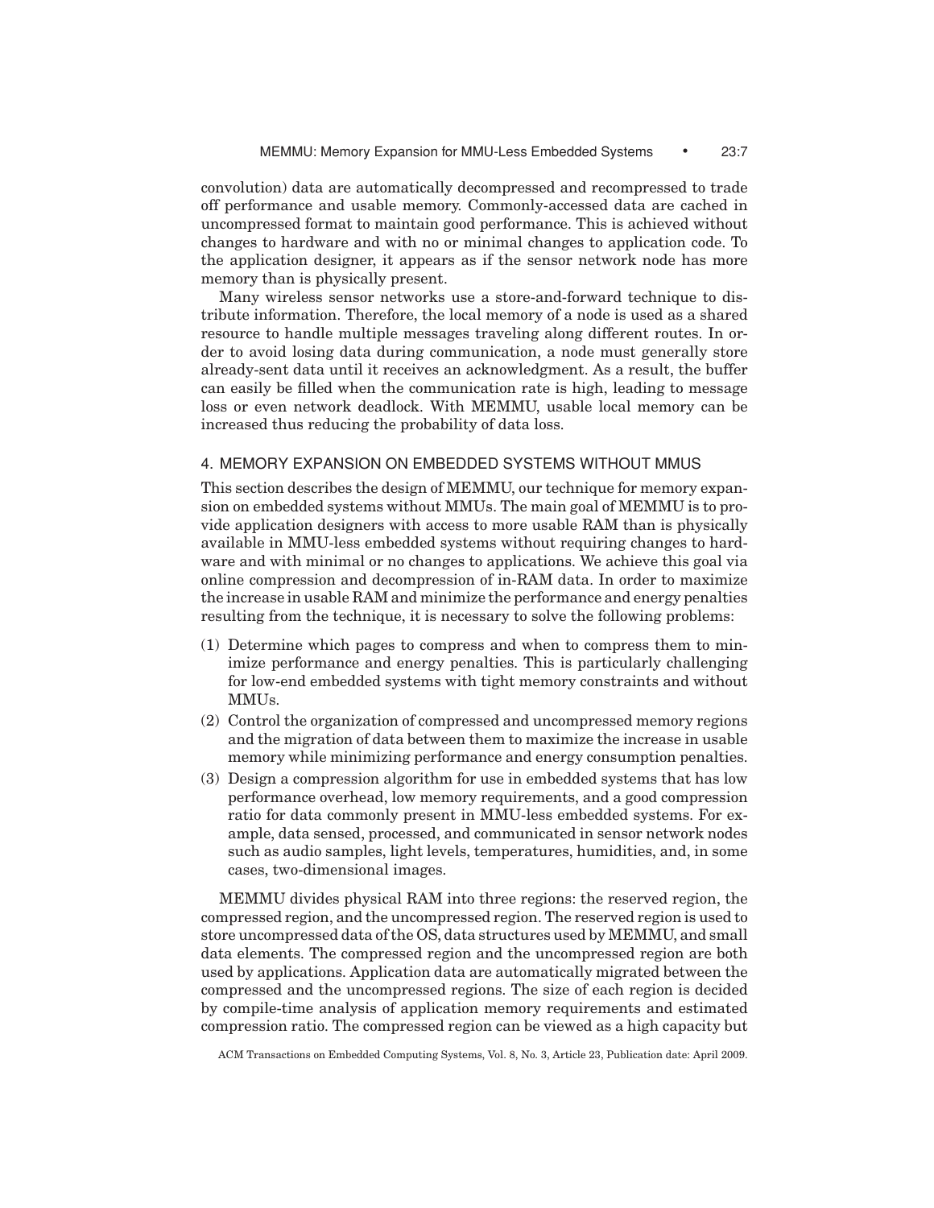convolution) data are automatically decompressed and recompressed to trade off performance and usable memory. Commonly-accessed data are cached in uncompressed format to maintain good performance. This is achieved without changes to hardware and with no or minimal changes to application code. To the application designer, it appears as if the sensor network node has more memory than is physically present.

Many wireless sensor networks use a store-and-forward technique to distribute information. Therefore, the local memory of a node is used as a shared resource to handle multiple messages traveling along different routes. In order to avoid losing data during communication, a node must generally store already-sent data until it receives an acknowledgment. As a result, the buffer can easily be filled when the communication rate is high, leading to message loss or even network deadlock. With MEMMU, usable local memory can be increased thus reducing the probability of data loss.

## 4. MEMORY EXPANSION ON EMBEDDED SYSTEMS WITHOUT MMUS

This section describes the design of MEMMU, our technique for memory expansion on embedded systems without MMUs. The main goal of MEMMU is to provide application designers with access to more usable RAM than is physically available in MMU-less embedded systems without requiring changes to hardware and with minimal or no changes to applications. We achieve this goal via online compression and decompression of in-RAM data. In order to maximize the increase in usable RAM and minimize the performance and energy penalties resulting from the technique, it is necessary to solve the following problems:

(1) Determine which pages to compress and when to compress them to minimize performance and energy penalties. This is particularly challenging for low-end embedded systems with tight memory constraints and without MMUs.
(2) Control the organization of compressed and uncompressed memory regions and the migration of data between them to maximize the increase in usable memory while minimizing performance and energy consumption penalties.
(3) Design a compression algorithm for use in embedded systems that has low performance overhead, low memory requirements, and a good compression ratio for data commonly present in MMU-less embedded systems. For example, data sensed, processed, and communicated in sensor network nodes such as audio samples, light levels, temperatures, humidities, and, in some cases, two-dimensional images.

MEMMU divides physical RAM into three regions: the reserved region, the compressed region, and the uncompressed region. The reserved region is used to store uncompressed data of the OS, data structures used by MEMMU, and small data elements. The compressed region and the uncompressed region are both used by applications. Application data are automatically migrated between the compressed and the uncompressed regions. The size of each region is decided by compile-time analysis of application memory requirements and estimated compression ratio. The compressed region can be viewed as a high capacity but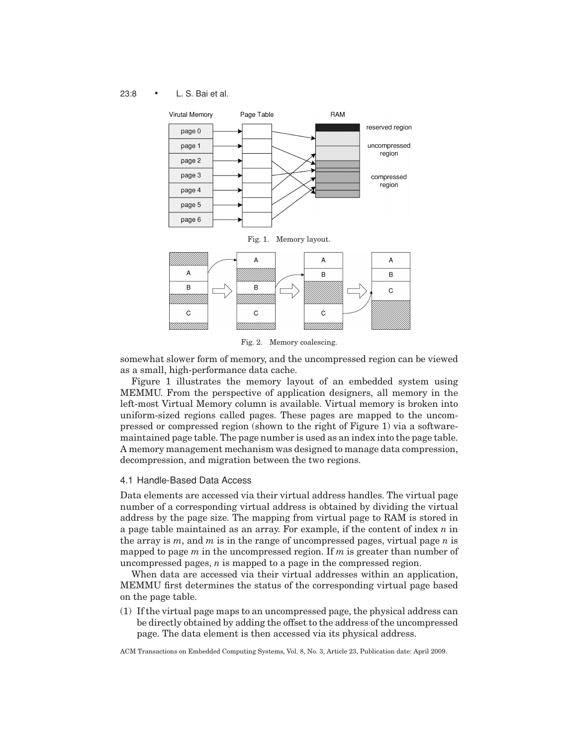Fig. 1. Memory layout.

Fig. 2. Memory coalescing.

somewhat slower form of memory, and the uncompressed region can be viewed as a small, high-performance data cache.

Figure 1 illustrates the memory layout of an embedded system using MEMMU. From the perspective of application designers, all memory in the left-most Virtual Memory column is available. Virtual memory is broken into uniform-sized regions called pages. These pages are mapped to the uncompressed or compressed region (shown to the right of Figure 1) via a software-maintained page table. The page number is used as an index into the page table. A memory management mechanism was designed to manage data compression, decompression, and migration between the two regions.

### 4.1 Handle-Based Data Access

Data elements are accessed via their virtual address handles. The virtual page number of a corresponding virtual address is obtained by dividing the virtual address by the page size. The mapping from virtual page to RAM is stored in a page table maintained as an array. For example, if the content of index $n$ in the array is $m$, and $m$ is in the range of uncompressed pages, virtual page $n$ is mapped to page $m$ in the uncompressed region. If $m$ is greater than number of uncompressed pages, $n$ is mapped to a page in the compressed region.

When data are accessed via their virtual addresses within an application, MEMMU first determines the status of the corresponding virtual page based on the page table.

(1) If the virtual page maps to an uncompressed page, the physical address can be directly obtained by adding the offset to the address of the uncompressed page. The data element is then accessed via its physical address.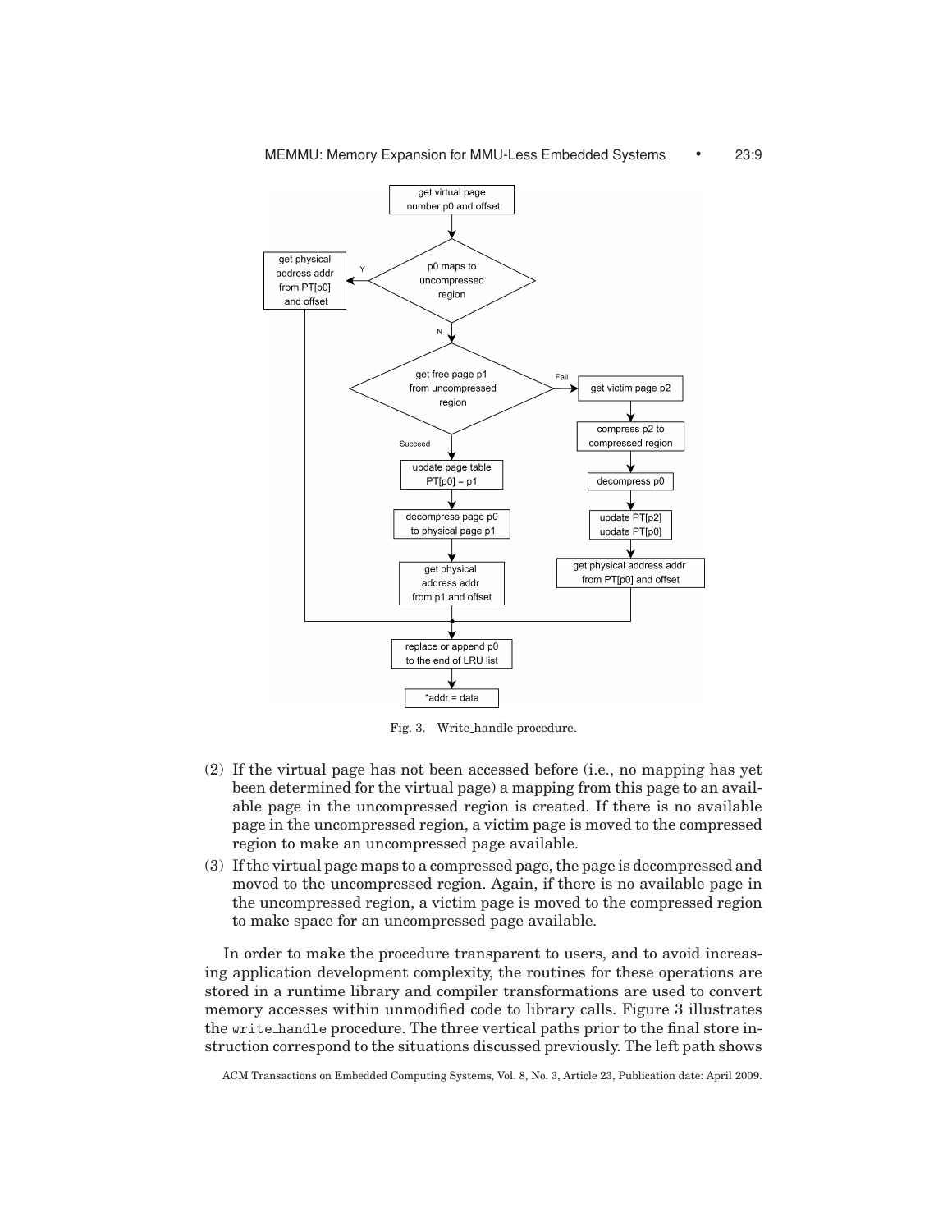Fig. 3. Write_handle procedure.

(2) If the virtual page has not been accessed before (i.e., no mapping has yet been determined for the virtual page) a mapping from this page to an available page in the uncompressed region is created. If there is no available page in the uncompressed region, a victim page is moved to the compressed region to make an uncompressed page available.

(3) If the virtual page maps to a compressed page, the page is decompressed and moved to the uncompressed region. Again, if there is no available page in the uncompressed region, a victim page is moved to the compressed region to make space for an uncompressed page available.

In order to make the procedure transparent to users, and to avoid increasing application development complexity, the routines for these operations are stored in a runtime library and compiler transformations are used to convert memory accesses within unmodified code to library calls. Figure 3 illustrates the write_handle procedure. The three vertical paths prior to the final store instruction correspond to the situations discussed previously. The left path shows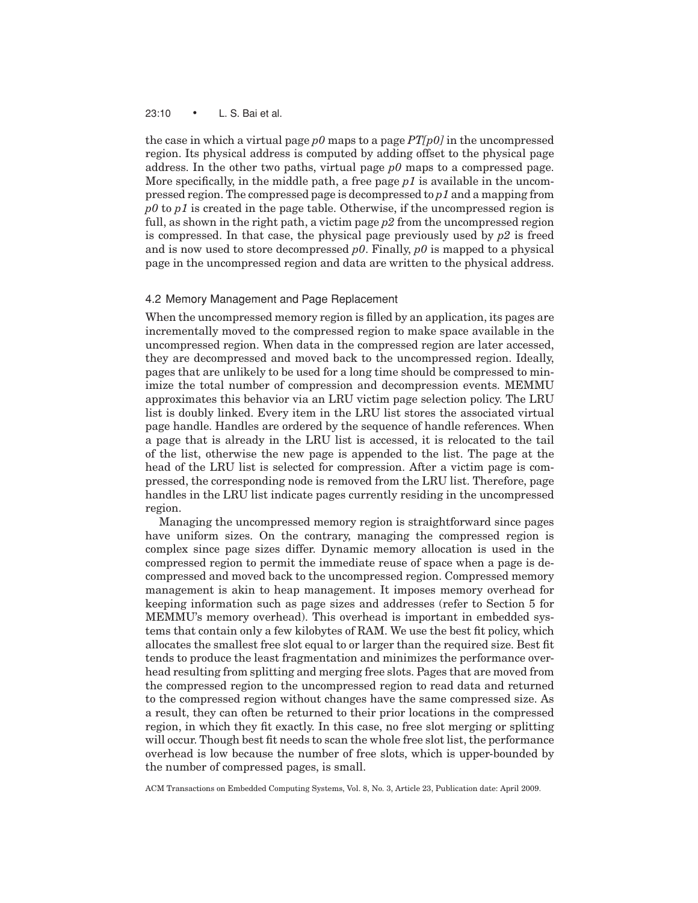the case in which a virtual page *p0* maps to a page *PT[p0]* in the uncompressed region. Its physical address is computed by adding offset to the physical page address. In the other two paths, virtual page *p0* maps to a compressed page. More specifically, in the middle path, a free page *p1* is available in the uncompressed region. The compressed page is decompressed to *p1* and a mapping from *p0* to *p1* is created in the page table. Otherwise, if the uncompressed region is full, as shown in the right path, a victim page *p2* from the uncompressed region is compressed. In that case, the physical page previously used by *p2* is freed and is now used to store decompressed *p0*. Finally, *p0* is mapped to a physical page in the uncompressed region and data are written to the physical address.

### 4.2 Memory Management and Page Replacement

When the uncompressed memory region is filled by an application, its pages are incrementally moved to the compressed region to make space available in the uncompressed region. When data in the compressed region are later accessed, they are decompressed and moved back to the uncompressed region. Ideally, pages that are unlikely to be used for a long time should be compressed to minimize the total number of compression and decompression events. MEMMU approximates this behavior via an LRU victim page selection policy. The LRU list is doubly linked. Every item in the LRU list stores the associated virtual page handle. Handles are ordered by the sequence of handle references. When a page that is already in the LRU list is accessed, it is relocated to the tail of the list, otherwise the new page is appended to the list. The page at the head of the LRU list is selected for compression. After a victim page is compressed, the corresponding node is removed from the LRU list. Therefore, page handles in the LRU list indicate pages currently residing in the uncompressed region.

Managing the uncompressed memory region is straightforward since pages have uniform sizes. On the contrary, managing the compressed region is complex since page sizes differ. Dynamic memory allocation is used in the compressed region to permit the immediate reuse of space when a page is decompressed and moved back to the uncompressed region. Compressed memory management is akin to heap management. It imposes memory overhead for keeping information such as page sizes and addresses (refer to Section 5 for MEMMU's memory overhead). This overhead is important in embedded systems that contain only a few kilobytes of RAM. We use the best fit policy, which allocates the smallest free slot equal to or larger than the required size. Best fit tends to produce the least fragmentation and minimizes the performance overhead resulting from splitting and merging free slots. Pages that are moved from the compressed region to the uncompressed region to read data and returned to the compressed region without changes have the same compressed size. As a result, they can often be returned to their prior locations in the compressed region, in which they fit exactly. In this case, no free slot merging or splitting will occur. Though best fit needs to scan the whole free slot list, the performance overhead is low because the number of free slots, which is upper-bounded by the number of compressed pages, is small.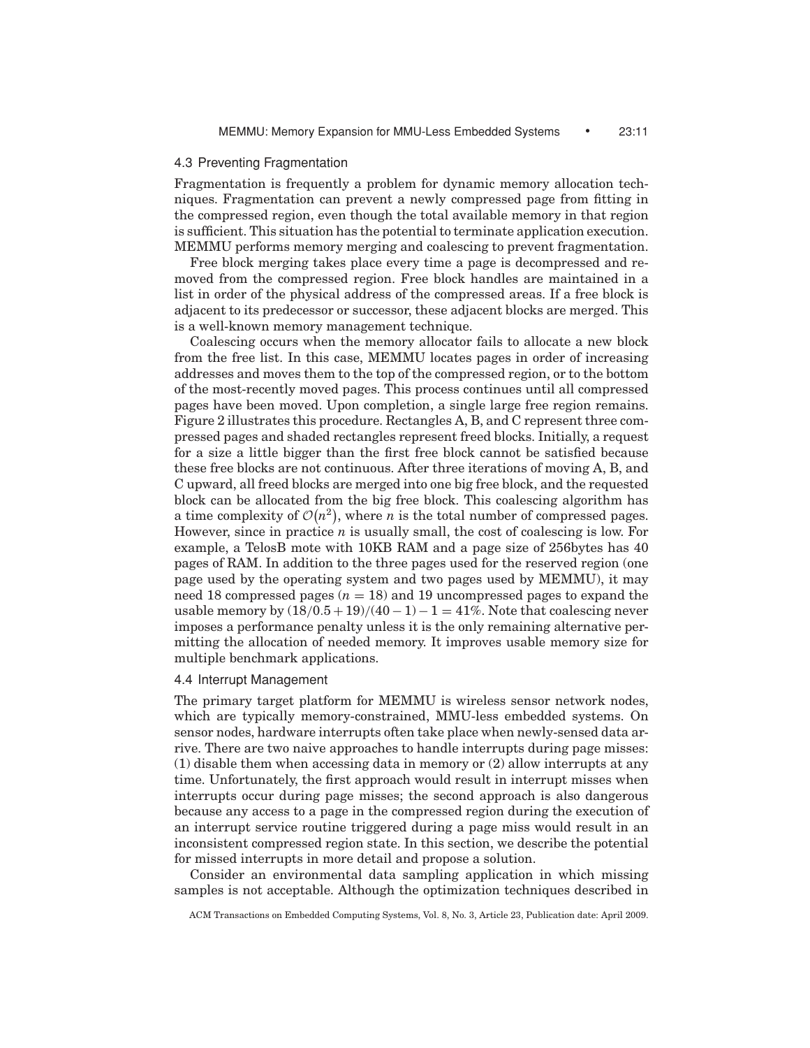### 4.3 Preventing Fragmentation

Fragmentation is frequently a problem for dynamic memory allocation techniques. Fragmentation can prevent a newly compressed page from fitting in the compressed region, even though the total available memory in that region is sufficient. This situation has the potential to terminate application execution. MEMMU performs memory merging and coalescing to prevent fragmentation.

Free block merging takes place every time a page is decompressed and removed from the compressed region. Free block handles are maintained in a list in order of the physical address of the compressed areas. If a free block is adjacent to its predecessor or successor, these adjacent blocks are merged. This is a well-known memory management technique.

Coalescing occurs when the memory allocator fails to allocate a new block from the free list. In this case, MEMMU locates pages in order of increasing addresses and moves them to the top of the compressed region, or to the bottom of the most-recently moved pages. This process continues until all compressed pages have been moved. Upon completion, a single large free region remains. Figure 2 illustrates this procedure. Rectangles A, B, and C represent three compressed pages and shaded rectangles represent freed blocks. Initially, a request for a size a little bigger than the first free block cannot be satisfied because these free blocks are not continuous. After three iterations of moving A, B, and C upward, all freed blocks are merged into one big free block, and the requested block can be allocated from the big free block. This coalescing algorithm has a time complexity of $\mathcal{O}(n^2)$, where $n$ is the total number of compressed pages. However, since in practice $n$ is usually small, the cost of coalescing is low. For example, a TelosB mote with 10KB RAM and a page size of 256bytes has 40 pages of RAM. In addition to the three pages used for the reserved region (one page used by the operating system and two pages used by MEMMU), it may need 18 compressed pages ($n = 18$) and 19 uncompressed pages to expand the usable memory by $(18/0.5 + 19)/(40 - 1) - 1 = 41\%$. Note that coalescing never imposes a performance penalty unless it is the only remaining alternative permitting the allocation of needed memory. It improves usable memory size for multiple benchmark applications.

### 4.4 Interrupt Management

The primary target platform for MEMMU is wireless sensor network nodes, which are typically memory-constrained, MMU-less embedded systems. On sensor nodes, hardware interrupts often take place when newly-sensed data arrive. There are two naive approaches to handle interrupts during page misses: (1) disable them when accessing data in memory or (2) allow interrupts at any time. Unfortunately, the first approach would result in interrupt misses when interrupts occur during page misses; the second approach is also dangerous because any access to a page in the compressed region during the execution of an interrupt service routine triggered during a page miss would result in an inconsistent compressed region state. In this section, we describe the potential for missed interrupts in more detail and propose a solution.

Consider an environmental data sampling application in which missing samples is not acceptable. Although the optimization techniques described in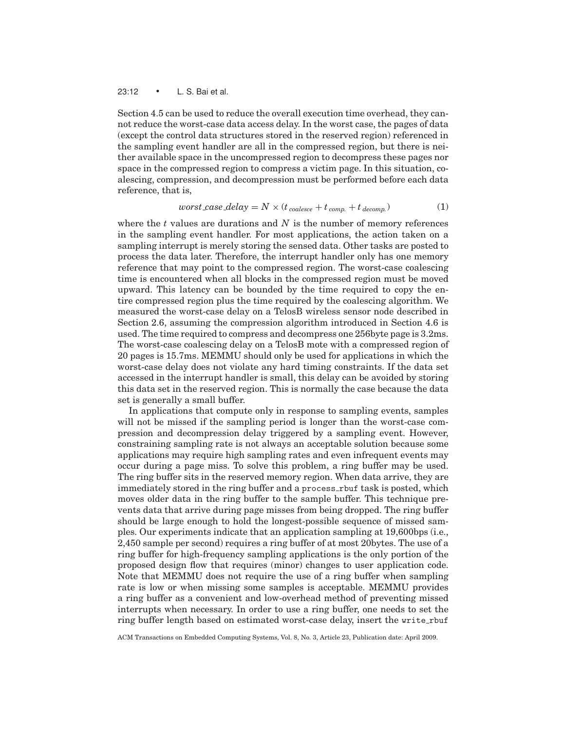Section 4.5 can be used to reduce the overall execution time overhead, they cannot reduce the worst-case data access delay. In the worst case, the pages of data (except the control data structures stored in the reserved region) referenced in the sampling event handler are all in the compressed region, but there is neither available space in the uncompressed region to decompress these pages nor space in the compressed region to compress a victim page. In this situation, coalescing, compression, and decompression must be performed before each data reference, that is,

$$worst\_case\_delay = N \times (t_{coalesce} + t_{comp.} + t_{decomp.}) \tag{1}$$

where the $t$ values are durations and $N$ is the number of memory references in the sampling event handler. For most applications, the action taken on a sampling interrupt is merely storing the sensed data. Other tasks are posted to process the data later. Therefore, the interrupt handler only has one memory reference that may point to the compressed region. The worst-case coalescing time is encountered when all blocks in the compressed region must be moved upward. This latency can be bounded by the time required to copy the entire compressed region plus the time required by the coalescing algorithm. We measured the worst-case delay on a TelosB wireless sensor node described in Section 2.6, assuming the compression algorithm introduced in Section 4.6 is used. The time required to compress and decompress one 256byte page is 3.2ms. The worst-case coalescing delay on a TelosB mote with a compressed region of 20 pages is 15.7ms. MEMMU should only be used for applications in which the worst-case delay does not violate any hard timing constraints. If the data set accessed in the interrupt handler is small, this delay can be avoided by storing this data set in the reserved region. This is normally the case because the data set is generally a small buffer.

In applications that compute only in response to sampling events, samples will not be missed if the sampling period is longer than the worst-case compression and decompression delay triggered by a sampling event. However, constraining sampling rate is not always an acceptable solution because some applications may require high sampling rates and even infrequent events may occur during a page miss. To solve this problem, a ring buffer may be used. The ring buffer sits in the reserved memory region. When data arrive, they are immediately stored in the ring buffer and a `process_rbuf` task is posted, which moves older data in the ring buffer to the sample buffer. This technique prevents data that arrive during page misses from being dropped. The ring buffer should be large enough to hold the longest-possible sequence of missed samples. Our experiments indicate that an application sampling at 19,600bps (i.e., 2,450 sample per second) requires a ring buffer of at most 20bytes. The use of a ring buffer for high-frequency sampling applications is the only portion of the proposed design flow that requires (minor) changes to user application code. Note that MEMMU does not require the use of a ring buffer when sampling rate is low or when missing some samples is acceptable. MEMMU provides a ring buffer as a convenient and low-overhead method of preventing missed interrupts when necessary. In order to use a ring buffer, one needs to set the ring buffer length based on estimated worst-case delay, insert the `write_rbuf`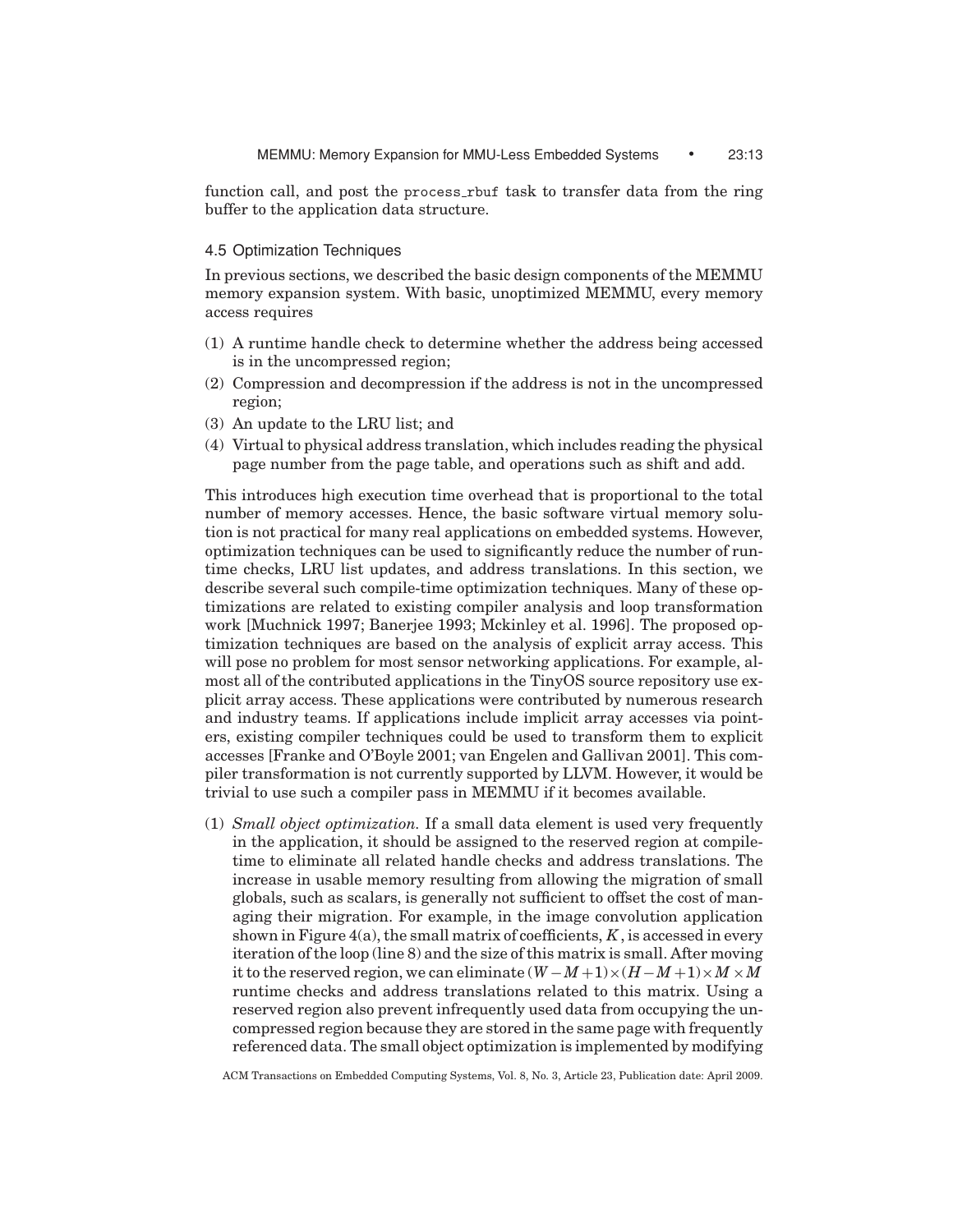function call, and post the process_rbuf task to transfer data from the ring buffer to the application data structure.

### 4.5 Optimization Techniques

In previous sections, we described the basic design components of the MEMMU memory expansion system. With basic, unoptimized MEMMU, every memory access requires

1. A runtime handle check to determine whether the address being accessed is in the uncompressed region;
2. Compression and decompression if the address is not in the uncompressed region;
3. An update to the LRU list; and
4. Virtual to physical address translation, which includes reading the physical page number from the page table, and operations such as shift and add.

This introduces high execution time overhead that is proportional to the total number of memory accesses. Hence, the basic software virtual memory solution is not practical for many real applications on embedded systems. However, optimization techniques can be used to significantly reduce the number of runtime checks, LRU list updates, and address translations. In this section, we describe several such compile-time optimization techniques. Many of these optimizations are related to existing compiler analysis and loop transformation work [Muchnick 1997; Banerjee 1993; Mckinley et al. 1996]. The proposed optimization techniques are based on the analysis of explicit array access. This will pose no problem for most sensor networking applications. For example, almost all of the contributed applications in the TinyOS source repository use explicit array access. These applications were contributed by numerous research and industry teams. If applications include implicit array accesses via pointers, existing compiler techniques could be used to transform them to explicit accesses [Franke and O'Boyle 2001; van Engelen and Gallivan 2001]. This compiler transformation is not currently supported by LLVM. However, it would be trivial to use such a compiler pass in MEMMU if it becomes available.

1. *Small object optimization.* If a small data element is used very frequently in the application, it should be assigned to the reserved region at compile-time to eliminate all related handle checks and address translations. The increase in usable memory resulting from allowing the migration of small globals, such as scalars, is generally not sufficient to offset the cost of managing their migration. For example, in the image convolution application shown in Figure 4(a), the small matrix of coefficients, $K$, is accessed in every iteration of the loop (line 8) and the size of this matrix is small. After moving it to the reserved region, we can eliminate $(W-M+1)\times(H-M+1)\times M\times M$ runtime checks and address translations related to this matrix. Using a reserved region also prevent infrequently used data from occupying the uncompressed region because they are stored in the same page with frequently referenced data. The small object optimization is implemented by modifying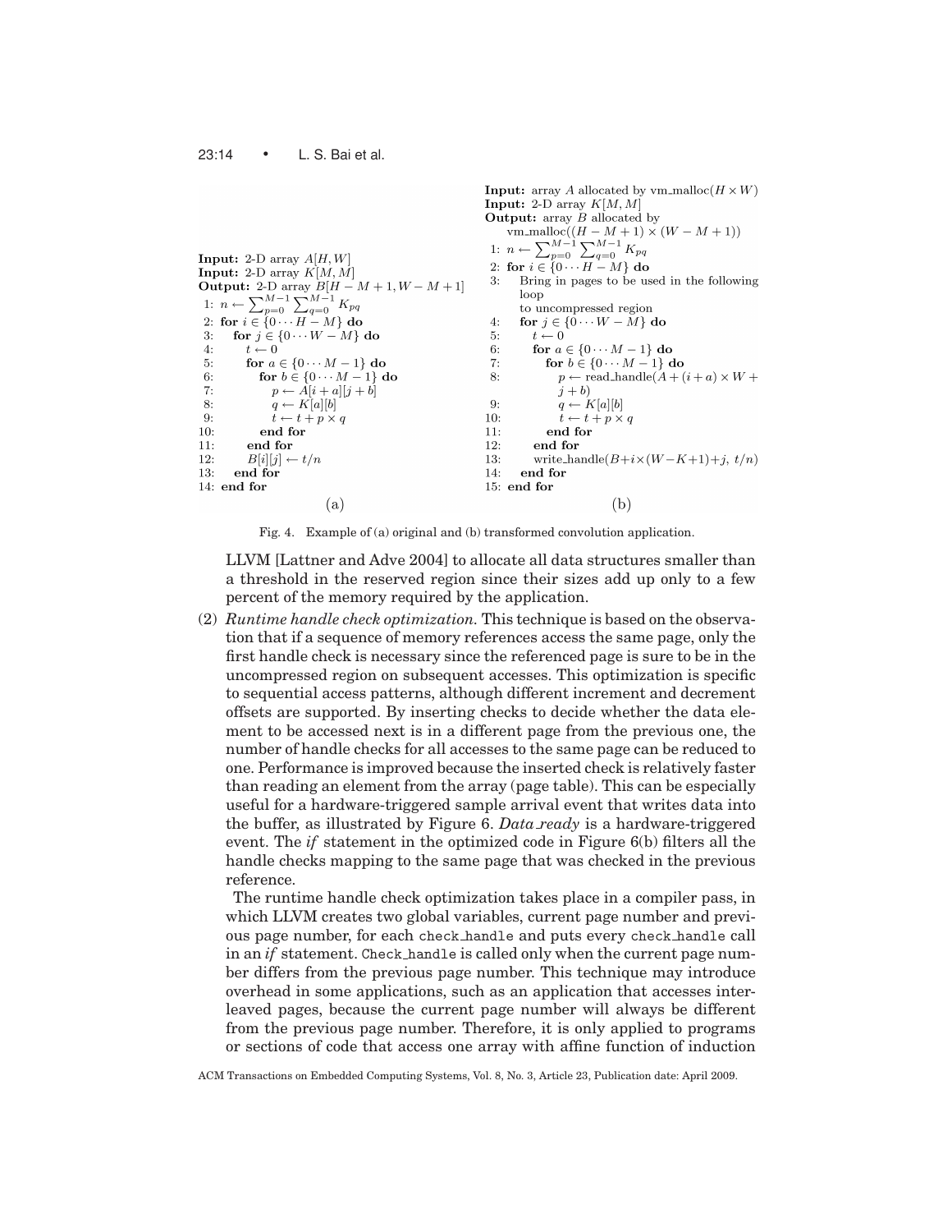**Input:** 2-D array $A[H, W]$
**Input:** 2-D array $K[M, M]$
**Output:** 2-D array $B[H-M+1, W-M+1]$

```
 1: n ← Σ_{p=0}^{M-1} Σ_{q=0}^{M-1} K_pq
 2: for i ∈ {0 ··· H − M} do
 3:    for j ∈ {0 ··· W − M} do
 4:       t ← 0
 5:       for a ∈ {0 ··· M − 1} do
 6:          for b ∈ {0 ··· M − 1} do
 7:             p ← A[i + a][j + b]
 8:             q ← K[a][b]
 9:             t ← t + p × q
10:          end for
11:       end for
12:       B[i][j] ← t/n
13:    end for
14: end for
```

(a)

**Input:** array $A$ allocated by vm_malloc($H \times W$)
**Input:** 2-D array $K[M, M]$
**Output:** array $B$ allocated by vm_malloc($(H - M + 1) \times (W - M + 1)$)

```
 1: n ← Σ_{p=0}^{M-1} Σ_{q=0}^{M-1} K_pq
 2: for i ∈ {0 ··· H − M} do
 3:    Bring in pages to be used in the following loop
       to uncompressed region
 4:    for j ∈ {0 ··· W − M} do
 5:       t ← 0
 6:       for a ∈ {0 ··· M − 1} do
 7:          for b ∈ {0 ··· M − 1} do
 8:             p ← read_handle(A + (i + a) × W + j + b)
 9:             q ← K[a][b]
10:             t ← t + p × q
11:          end for
12:       end for
13:       write_handle(B + i × (W − K + 1) + j, t/n)
14:    end for
15: end for
```

(b)

Fig. 4. Example of (a) original and (b) transformed convolution application.

LLVM [Lattner and Adve 2004] to allocate all data structures smaller than a threshold in the reserved region since their sizes add up only to a few percent of the memory required by the application.

(2) *Runtime handle check optimization.* This technique is based on the observation that if a sequence of memory references access the same page, only the first handle check is necessary since the referenced page is sure to be in the uncompressed region on subsequent accesses. This optimization is specific to sequential access patterns, although different increment and decrement offsets are supported. By inserting checks to decide whether the data element to be accessed next is in a different page from the previous one, the number of handle checks for all accesses to the same page can be reduced to one. Performance is improved because the inserted check is relatively faster than reading an element from the array (page table). This can be especially useful for a hardware-triggered sample arrival event that writes data into the buffer, as illustrated by Figure 6. *Data_ready* is a hardware-triggered event. The *if* statement in the optimized code in Figure 6(b) filters all the handle checks mapping to the same page that was checked in the previous reference.

The runtime handle check optimization takes place in a compiler pass, in which LLVM creates two global variables, current page number and previous page number, for each `check_handle` and puts every `check_handle` call in an *if* statement. `Check_handle` is called only when the current page number differs from the previous page number. This technique may introduce overhead in some applications, such as an application that accesses interleaved pages, because the current page number will always be different from the previous page number. Therefore, it is only applied to programs or sections of code that access one array with affine function of induction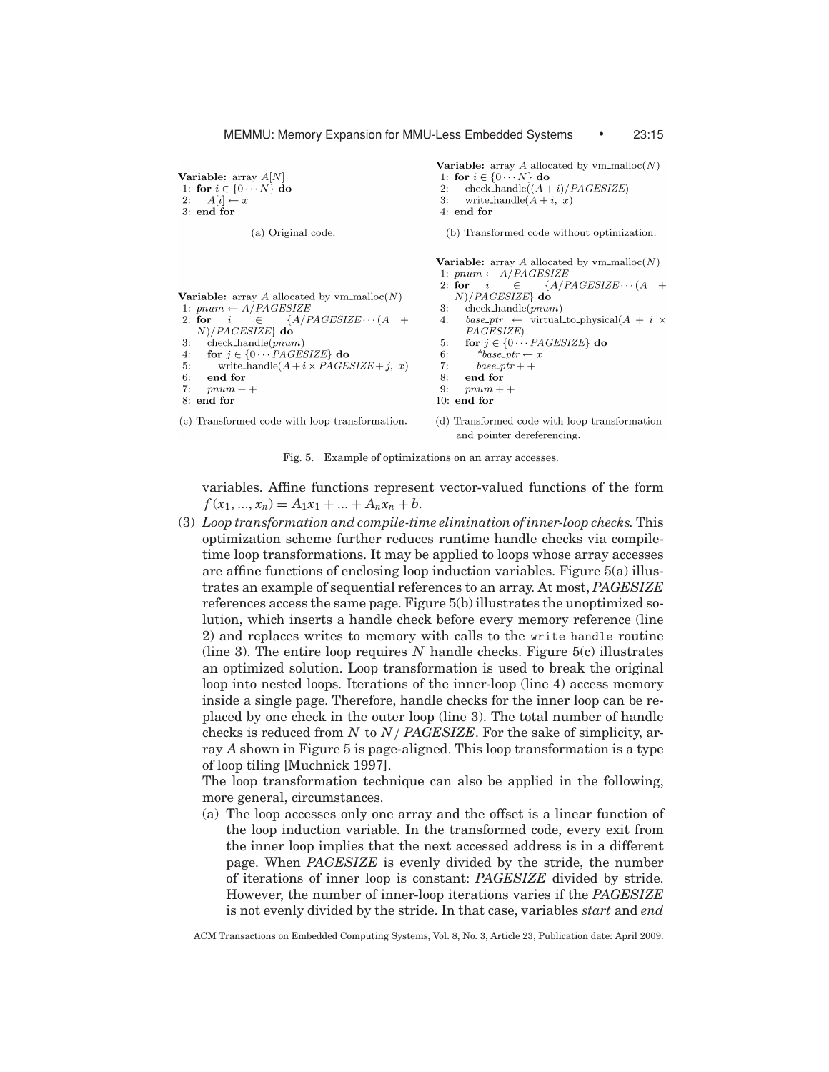**Variable:** array $A[N]$
```
1: for i ∈ {0 ··· N} do
2:    A[i] ← x
3: end for
```

(a) Original code.

**Variable:** array $A$ allocated by vm_malloc($N$)
```
1: for i ∈ {0 ··· N} do
2:    check_handle((A + i)/PAGESIZE)
3:    write_handle(A + i, x)
4: end for
```

(b) Transformed code without optimization.

**Variable:** array $A$ allocated by vm_malloc($N$)
```
1: pnum ← A/PAGESIZE
2: for i ∈ {A/PAGESIZE ··· (A + N)/PAGESIZE} do
3:    check_handle(pnum)
4:    for j ∈ {0 ··· PAGESIZE} do
5:       write_handle(A + i × PAGESIZE + j, x)
6:    end for
7:    pnum++
8: end for
```

(c) Transformed code with loop transformation.

**Variable:** array $A$ allocated by vm_malloc($N$)
```
1: pnum ← A/PAGESIZE
2: for i ∈ {A/PAGESIZE ··· (A + N)/PAGESIZE} do
3:    check_handle(pnum)
4:    base_ptr ← virtual_to_physical(A + i × PAGESIZE)
5:    for j ∈ {0 ··· PAGESIZE} do
6:       *base_ptr ← x
7:       base_ptr++
8:    end for
9:    pnum++
10: end for
```

(d) Transformed code with loop transformation and pointer dereferencing.

Fig. 5. Example of optimizations on an array accesses.

variables. Affine functions represent vector-valued functions of the form $f(x_1, ..., x_n) = A_1x_1 + ... + A_nx_n + b$.

(3) *Loop transformation and compile-time elimination of inner-loop checks.* This optimization scheme further reduces runtime handle checks via compile-time loop transformations. It may be applied to loops whose array accesses are affine functions of enclosing loop induction variables. Figure 5(a) illustrates an example of sequential references to an array. At most, *PAGESIZE* references access the same page. Figure 5(b) illustrates the unoptimized solution, which inserts a handle check before every memory reference (line 2) and replaces writes to memory with calls to the `write_handle` routine (line 3). The entire loop requires $N$ handle checks. Figure 5(c) illustrates an optimized solution. Loop transformation is used to break the original loop into nested loops. Iterations of the inner-loop (line 4) access memory inside a single page. Therefore, handle checks for the inner loop can be replaced by one check in the outer loop (line 3). The total number of handle checks is reduced from $N$ to $N/$ *PAGESIZE*. For the sake of simplicity, array $A$ shown in Figure 5 is page-aligned. This loop transformation is a type of loop tiling [Muchnick 1997].

The loop transformation technique can also be applied in the following, more general, circumstances.

(a) The loop accesses only one array and the offset is a linear function of the loop induction variable. In the transformed code, every exit from the inner loop implies that the next accessed address is in a different page. When *PAGESIZE* is evenly divided by the stride, the number of iterations of inner loop is constant: *PAGESIZE* divided by stride. However, the number of inner-loop iterations varies if the *PAGESIZE* is not evenly divided by the stride. In that case, variables *start* and *end*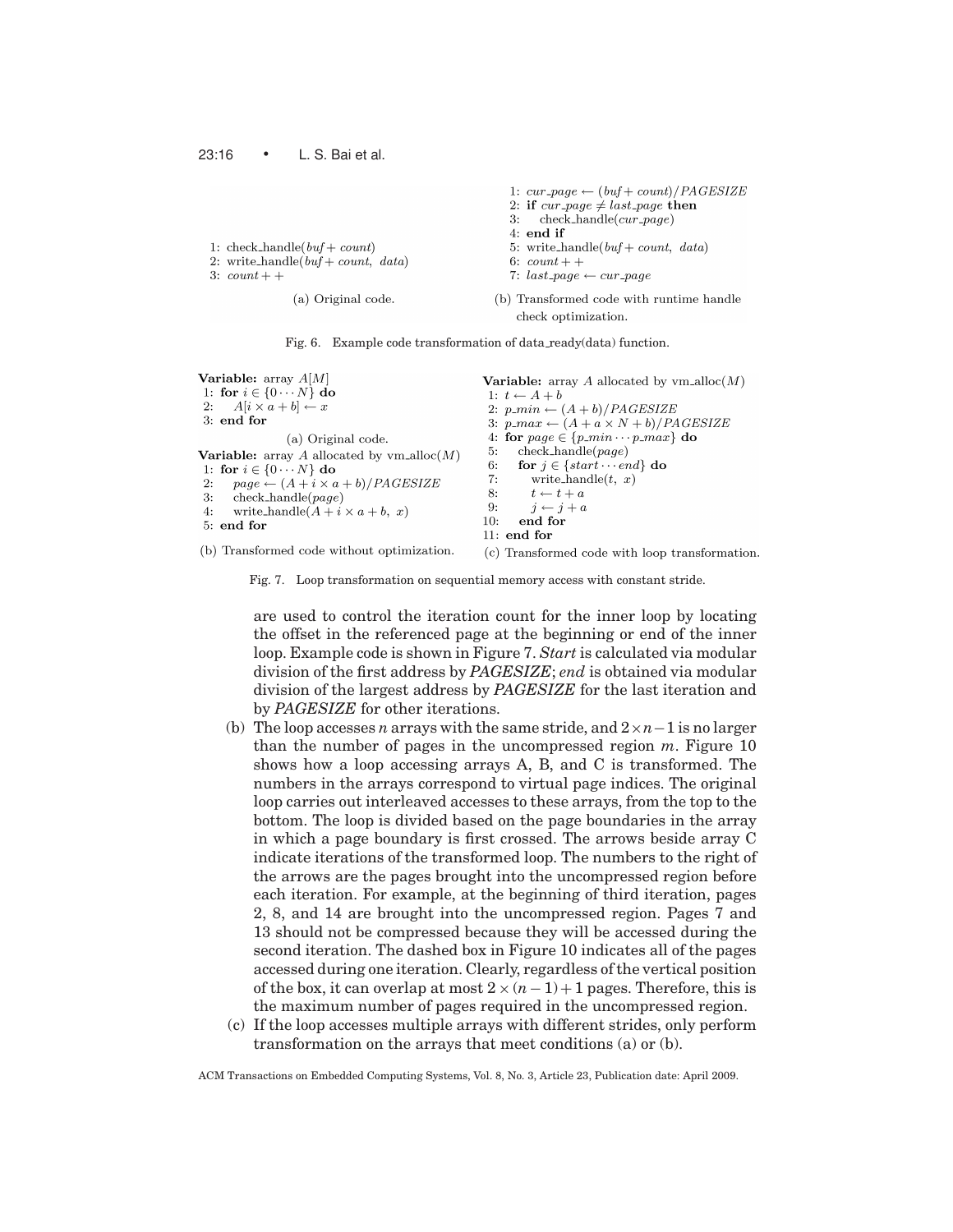(a) Original code.

```
1: check_handle(buf + count)
2: write_handle(buf + count, data)
3: count++
```

(b) Transformed code with runtime handle check optimization.

```
1: cur_page ← (buf + count)/PAGESIZE
2: if cur_page ≠ last_page then
3:     check_handle(cur_page)
4: end if
5: write_handle(buf + count, data)
6: count++
7: last_page ← cur_page
```

Fig. 6. Example code transformation of data_ready(data) function.

(a) Original code.

```
Variable: array A[M]
1: for i ∈ {0···N} do
2:     A[i × a + b] ← x
3: end for
```

(b) Transformed code without optimization.

```
Variable: array A allocated by vm_alloc(M)
1: for i ∈ {0···N} do
2:     page ← (A + i × a + b)/PAGESIZE
3:     check_handle(page)
4:     write_handle(A + i × a + b, x)
5: end for
```

(c) Transformed code with loop transformation.

```
Variable: array A allocated by vm_alloc(M)
1: t ← A + b
2: p_min ← (A + b)/PAGESIZE
3: p_max ← (A + a × N + b)/PAGESIZE
4: for page ∈ {p_min···p_max} do
5:     check_handle(page)
6:     for j ∈ {start···end} do
7:         write_handle(t, x)
8:         t ← t + a
9:         j ← j + a
10:    end for
11: end for
```

Fig. 7. Loop transformation on sequential memory access with constant stride.

are used to control the iteration count for the inner loop by locating the offset in the referenced page at the beginning or end of the inner loop. Example code is shown in Figure 7. *Start* is calculated via modular division of the first address by *PAGESIZE*; *end* is obtained via modular division of the largest address by *PAGESIZE* for the last iteration and by *PAGESIZE* for other iterations.

(b) The loop accesses $n$ arrays with the same stride, and $2 \times n - 1$ is no larger than the number of pages in the uncompressed region $m$. Figure 10 shows how a loop accessing arrays A, B, and C is transformed. The numbers in the arrays correspond to virtual page indices. The original loop carries out interleaved accesses to these arrays, from the top to the bottom. The loop is divided based on the page boundaries in the array in which a page boundary is first crossed. The arrows beside array C indicate iterations of the transformed loop. The numbers to the right of the arrows are the pages brought into the uncompressed region before each iteration. For example, at the beginning of third iteration, pages 2, 8, and 14 are brought into the uncompressed region. Pages 7 and 13 should not be compressed because they will be accessed during the second iteration. The dashed box in Figure 10 indicates all of the pages accessed during one iteration. Clearly, regardless of the vertical position of the box, it can overlap at most $2 \times (n - 1) + 1$ pages. Therefore, this is the maximum number of pages required in the uncompressed region.

(c) If the loop accesses multiple arrays with different strides, only perform transformation on the arrays that meet conditions (a) or (b).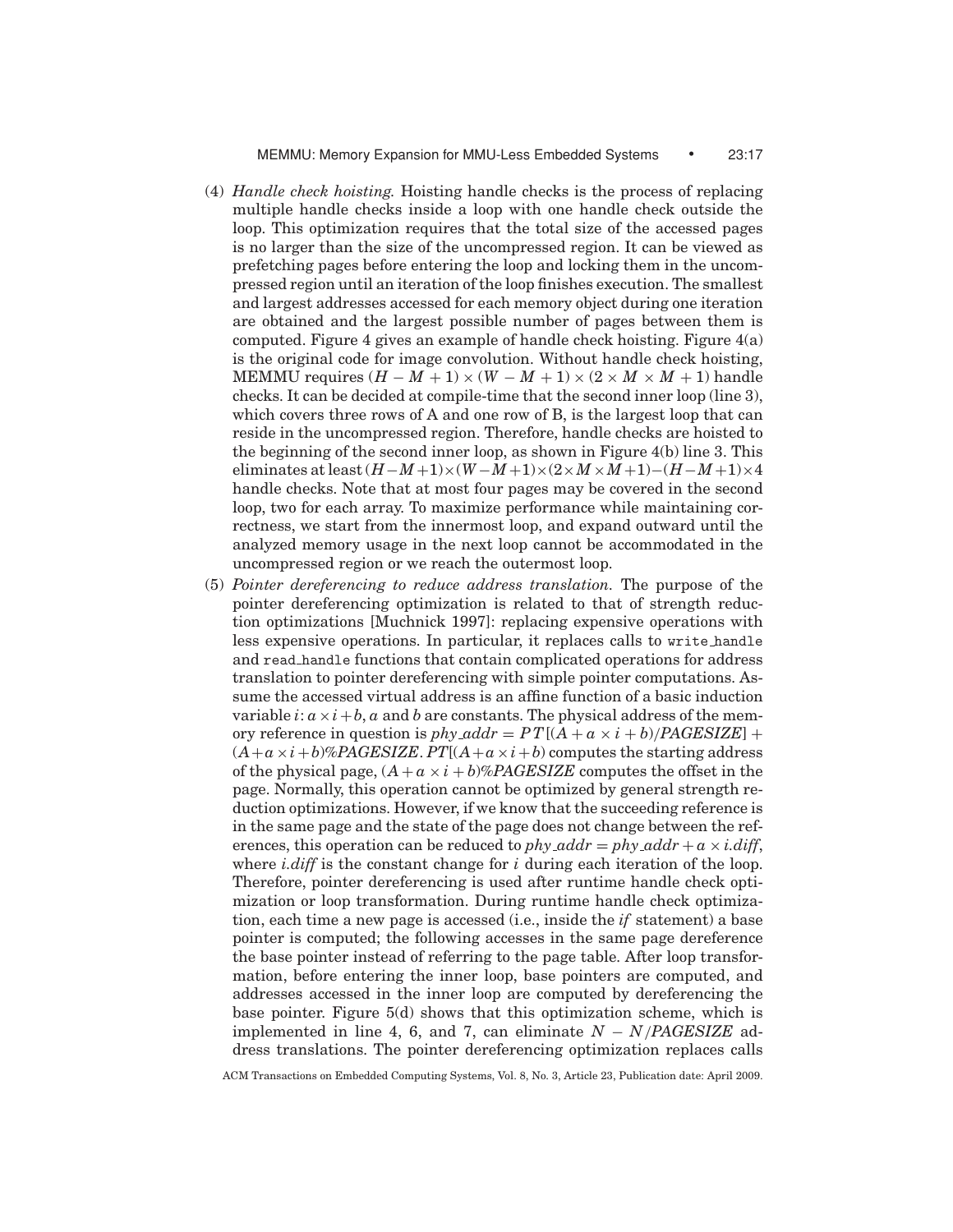(4) *Handle check hoisting.* Hoisting handle checks is the process of replacing multiple handle checks inside a loop with one handle check outside the loop. This optimization requires that the total size of the accessed pages is no larger than the size of the uncompressed region. It can be viewed as prefetching pages before entering the loop and locking them in the uncompressed region until an iteration of the loop finishes execution. The smallest and largest addresses accessed for each memory object during one iteration are obtained and the largest possible number of pages between them is computed. Figure 4 gives an example of handle check hoisting. Figure 4(a) is the original code for image convolution. Without handle check hoisting, MEMMU requires $(H - M + 1) \times (W - M + 1) \times (2 \times M \times M + 1)$ handle checks. It can be decided at compile-time that the second inner loop (line 3), which covers three rows of A and one row of B, is the largest loop that can reside in the uncompressed region. Therefore, handle checks are hoisted to the beginning of the second inner loop, as shown in Figure 4(b) line 3. This eliminates at least $(H-M+1)\times(W-M+1)\times(2\times M\times M+1)-(H-M+1)\times 4$ handle checks. Note that at most four pages may be covered in the second loop, two for each array. To maximize performance while maintaining correctness, we start from the innermost loop, and expand outward until the analyzed memory usage in the next loop cannot be accommodated in the uncompressed region or we reach the outermost loop.

(5) *Pointer dereferencing to reduce address translation.* The purpose of the pointer dereferencing optimization is related to that of strength reduction optimizations [Muchnick 1997]: replacing expensive operations with less expensive operations. In particular, it replaces calls to write_handle and read_handle functions that contain complicated operations for address translation to pointer dereferencing with simple pointer computations. Assume the accessed virtual address is an affine function of a basic induction variable $i$: $a \times i + b$, $a$ and $b$ are constants. The physical address of the memory reference in question is $phy\_addr = PT[(A + a \times i + b)/PAGESIZE] + (A + a \times i + b)\%PAGESIZE$. $PT[(A + a \times i + b)$ computes the starting address of the physical page, $(A + a \times i + b)\%PAGESIZE$ computes the offset in the page. Normally, this operation cannot be optimized by general strength reduction optimizations. However, if we know that the succeeding reference is in the same page and the state of the page does not change between the references, this operation can be reduced to $phy\_addr = phy\_addr + a \times i.diff$, where $i.diff$ is the constant change for $i$ during each iteration of the loop. Therefore, pointer dereferencing is used after runtime handle check optimization or loop transformation. During runtime handle check optimization, each time a new page is accessed (i.e., inside the *if* statement) a base pointer is computed; the following accesses in the same page dereference the base pointer instead of referring to the page table. After loop transformation, before entering the inner loop, base pointers are computed, and addresses accessed in the inner loop are computed by dereferencing the base pointer. Figure 5(d) shows that this optimization scheme, which is implemented in line 4, 6, and 7, can eliminate $N - N/PAGESIZE$ address translations. The pointer dereferencing optimization replaces calls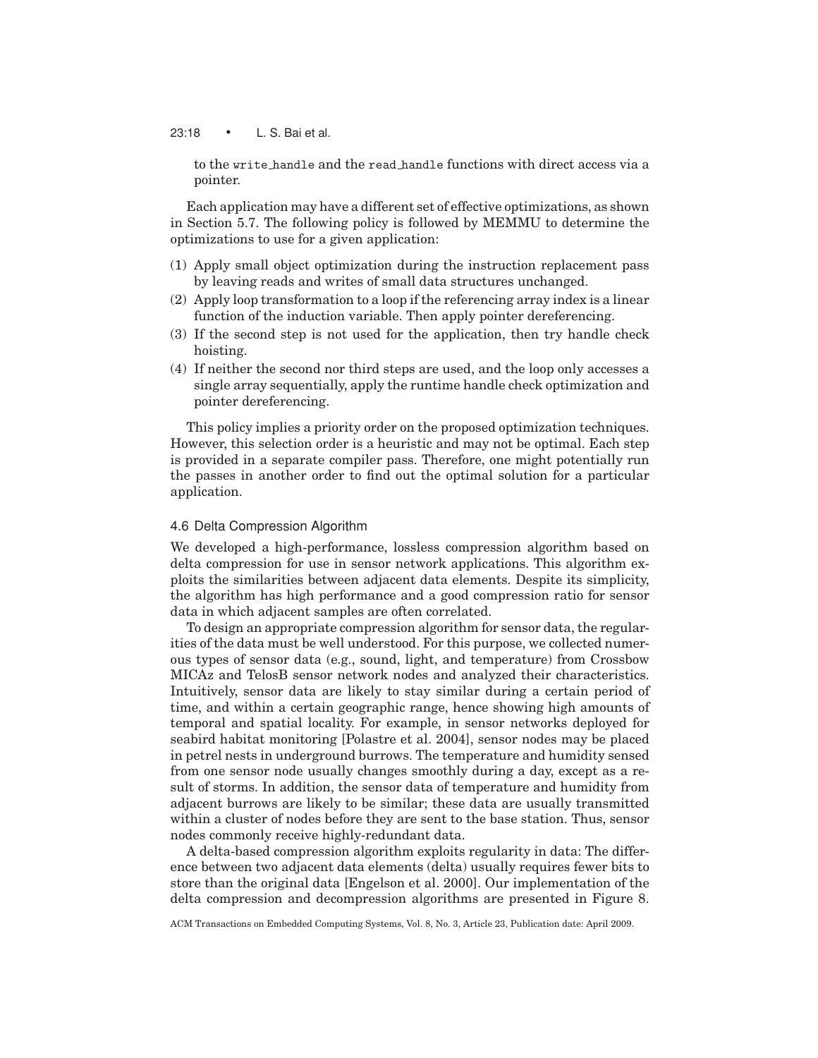to the `write_handle` and the `read_handle` functions with direct access via a pointer.

Each application may have a different set of effective optimizations, as shown in Section 5.7. The following policy is followed by MEMMU to determine the optimizations to use for a given application:

(1) Apply small object optimization during the instruction replacement pass by leaving reads and writes of small data structures unchanged.
(2) Apply loop transformation to a loop if the referencing array index is a linear function of the induction variable. Then apply pointer dereferencing.
(3) If the second step is not used for the application, then try handle check hoisting.
(4) If neither the second nor third steps are used, and the loop only accesses a single array sequentially, apply the runtime handle check optimization and pointer dereferencing.

This policy implies a priority order on the proposed optimization techniques. However, this selection order is a heuristic and may not be optimal. Each step is provided in a separate compiler pass. Therefore, one might potentially run the passes in another order to find out the optimal solution for a particular application.

### 4.6 Delta Compression Algorithm

We developed a high-performance, lossless compression algorithm based on delta compression for use in sensor network applications. This algorithm exploits the similarities between adjacent data elements. Despite its simplicity, the algorithm has high performance and a good compression ratio for sensor data in which adjacent samples are often correlated.

To design an appropriate compression algorithm for sensor data, the regularities of the data must be well understood. For this purpose, we collected numerous types of sensor data (e.g., sound, light, and temperature) from Crossbow MICAz and TelosB sensor network nodes and analyzed their characteristics. Intuitively, sensor data are likely to stay similar during a certain period of time, and within a certain geographic range, hence showing high amounts of temporal and spatial locality. For example, in sensor networks deployed for seabird habitat monitoring [Polastre et al. 2004], sensor nodes may be placed in petrel nests in underground burrows. The temperature and humidity sensed from one sensor node usually changes smoothly during a day, except as a result of storms. In addition, the sensor data of temperature and humidity from adjacent burrows are likely to be similar; these data are usually transmitted within a cluster of nodes before they are sent to the base station. Thus, sensor nodes commonly receive highly-redundant data.

A delta-based compression algorithm exploits regularity in data: The difference between two adjacent data elements (delta) usually requires fewer bits to store than the original data [Engelson et al. 2000]. Our implementation of the delta compression and decompression algorithms are presented in Figure 8.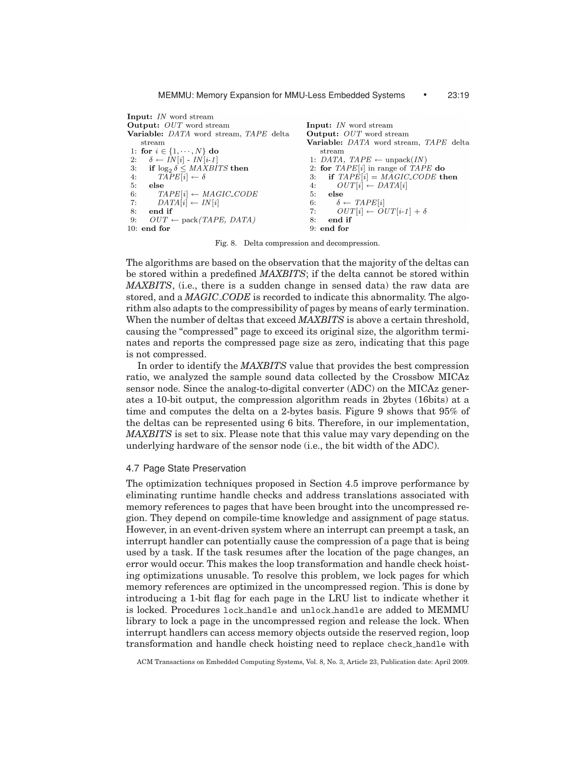**Input:** *IN* word stream
**Output:** *OUT* word stream
**Variable:** *DATA* word stream, *TAPE* delta stream

```
1: for i ∈ {1, ···, N} do
2:    δ ← IN[i] - IN[i-1]
3:    if log₂ δ ≤ MAXBITS then
4:       TAPE[i] ← δ
5:    else
6:       TAPE[i] ← MAGIC_CODE
7:       DATA[i] ← IN[i]
8:    end if
9:    OUT ← pack(TAPE, DATA)
10: end for
```

**Input:** *IN* word stream
**Output:** *OUT* word stream
**Variable:** *DATA* word stream, *TAPE* delta stream

```
1: DATA, TAPE ← unpack(IN)
2: for TAPE[i] in range of TAPE do
3:    if TAPE[i] = MAGIC_CODE then
4:       OUT[i] ← DATA[i]
5:    else
6:       δ ← TAPE[i]
7:       OUT[i] ← OUT[i-1] + δ
8:    end if
9: end for
```

Fig. 8. Delta compression and decompression.

The algorithms are based on the observation that the majority of the deltas can be stored within a predefined ***MAXBITS***; if the delta cannot be stored within ***MAXBITS***, (i.e., there is a sudden change in sensed data) the raw data are stored, and a ***MAGIC_CODE*** is recorded to indicate this abnormality. The algorithm also adapts to the compressibility of pages by means of early termination. When the number of deltas that exceed ***MAXBITS*** is above a certain threshold, causing the "compressed" page to exceed its original size, the algorithm terminates and reports the compressed page size as zero, indicating that this page is not compressed.

In order to identify the ***MAXBITS*** value that provides the best compression ratio, we analyzed the sample sound data collected by the Crossbow MICAz sensor node. Since the analog-to-digital converter (ADC) on the MICAz generates a 10-bit output, the compression algorithm reads in 2bytes (16bits) at a time and computes the delta on a 2-bytes basis. Figure 9 shows that 95% of the deltas can be represented using 6 bits. Therefore, in our implementation, ***MAXBITS*** is set to six. Please note that this value may vary depending on the underlying hardware of the sensor node (i.e., the bit width of the ADC).

### 4.7 Page State Preservation

The optimization techniques proposed in Section 4.5 improve performance by eliminating runtime handle checks and address translations associated with memory references to pages that have been brought into the uncompressed region. They depend on compile-time knowledge and assignment of page status. However, in an event-driven system where an interrupt can preempt a task, an interrupt handler can potentially cause the compression of a page that is being used by a task. If the task resumes after the location of the page changes, an error would occur. This makes the loop transformation and handle check hoisting optimizations unusable. To resolve this problem, we lock pages for which memory references are optimized in the uncompressed region. This is done by introducing a 1-bit flag for each page in the LRU list to indicate whether it is locked. Procedures `lock_handle` and `unlock_handle` are added to MEMMU library to lock a page in the uncompressed region and release the lock. When interrupt handlers can access memory objects outside the reserved region, loop transformation and handle check hoisting need to replace `check_handle` with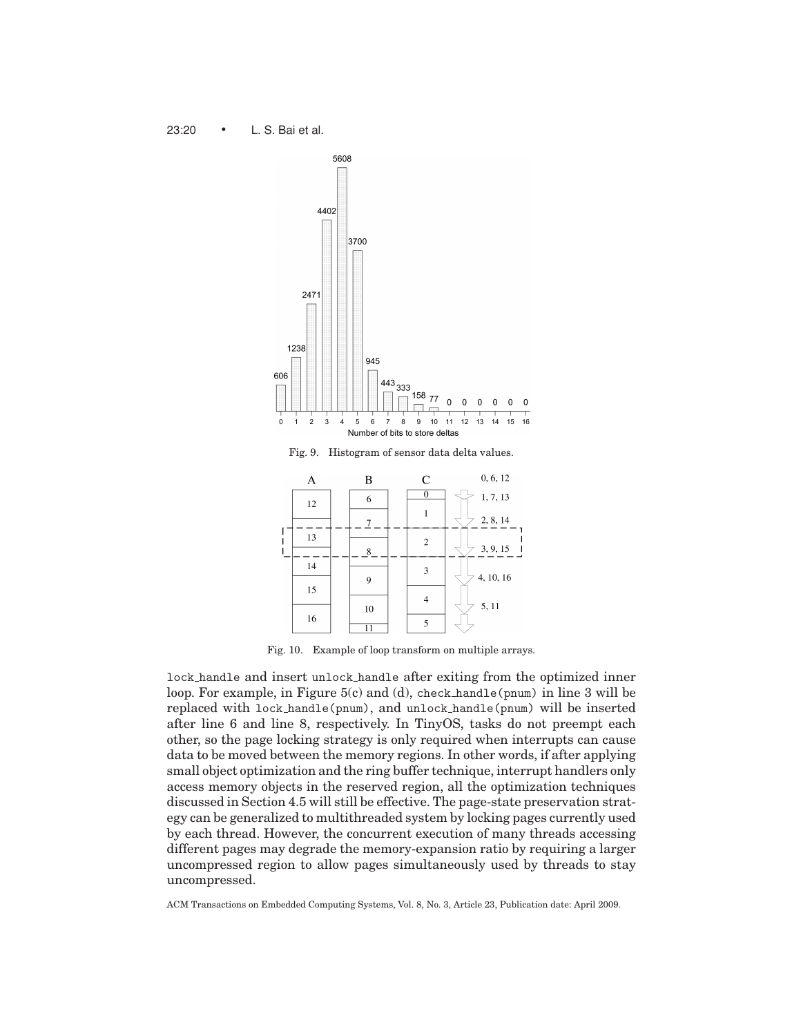Fig. 9. Histogram of sensor data delta values.

Fig. 10. Example of loop transform on multiple arrays.

lock_handle and insert unlock_handle after exiting from the optimized inner loop. For example, in Figure 5(c) and (d), check_handle(pnum) in line 3 will be replaced with lock_handle(pnum), and unlock_handle(pnum) will be inserted after line 6 and line 8, respectively. In TinyOS, tasks do not preempt each other, so the page locking strategy is only required when interrupts can cause data to be moved between the memory regions. In other words, if after applying small object optimization and the ring buffer technique, interrupt handlers only access memory objects in the reserved region, all the optimization techniques discussed in Section 4.5 will still be effective. The page-state preservation strategy can be generalized to multithreaded system by locking pages currently used by each thread. However, the concurrent execution of many threads accessing different pages may degrade the memory-expansion ratio by requiring a larger uncompressed region to allow pages simultaneously used by threads to stay uncompressed.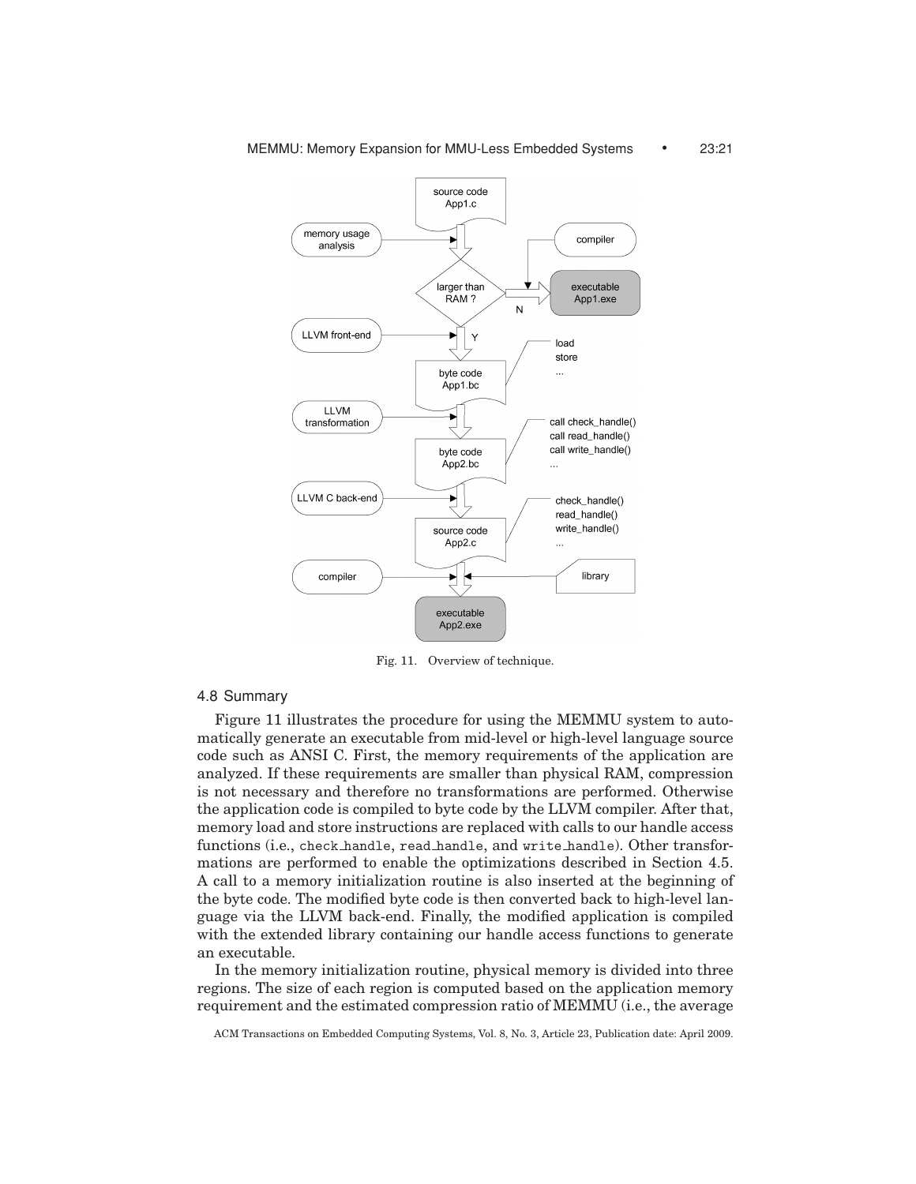Fig. 11. Overview of technique.

### 4.8 Summary

Figure 11 illustrates the procedure for using the MEMMU system to automatically generate an executable from mid-level or high-level language source code such as ANSI C. First, the memory requirements of the application are analyzed. If these requirements are smaller than physical RAM, compression is not necessary and therefore no transformations are performed. Otherwise the application code is compiled to byte code by the LLVM compiler. After that, memory load and store instructions are replaced with calls to our handle access functions (i.e., `check_handle`, `read_handle`, and `write_handle`). Other transformations are performed to enable the optimizations described in Section 4.5. A call to a memory initialization routine is also inserted at the beginning of the byte code. The modified byte code is then converted back to high-level language via the LLVM back-end. Finally, the modified application is compiled with the extended library containing our handle access functions to generate an executable.

In the memory initialization routine, physical memory is divided into three regions. The size of each region is computed based on the application memory requirement and the estimated compression ratio of MEMMU (i.e., the average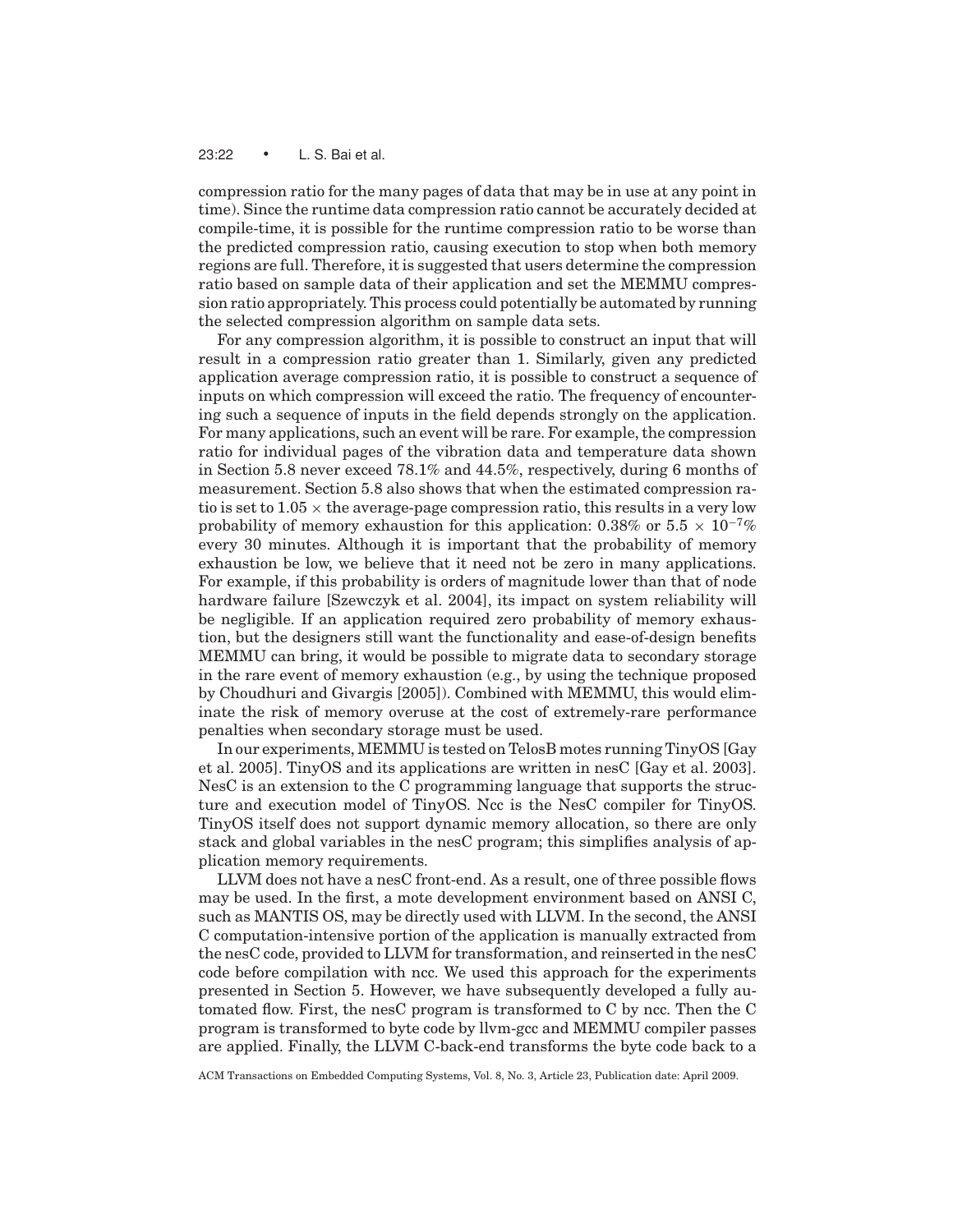compression ratio for the many pages of data that may be in use at any point in time). Since the runtime data compression ratio cannot be accurately decided at compile-time, it is possible for the runtime compression ratio to be worse than the predicted compression ratio, causing execution to stop when both memory regions are full. Therefore, it is suggested that users determine the compression ratio based on sample data of their application and set the MEMMU compression ratio appropriately. This process could potentially be automated by running the selected compression algorithm on sample data sets.

For any compression algorithm, it is possible to construct an input that will result in a compression ratio greater than 1. Similarly, given any predicted application average compression ratio, it is possible to construct a sequence of inputs on which compression will exceed the ratio. The frequency of encountering such a sequence of inputs in the field depends strongly on the application. For many applications, such an event will be rare. For example, the compression ratio for individual pages of the vibration data and temperature data shown in Section 5.8 never exceed 78.1% and 44.5%, respectively, during 6 months of measurement. Section 5.8 also shows that when the estimated compression ratio is set to $1.05 \times$ the average-page compression ratio, this results in a very low probability of memory exhaustion for this application: 0.38% or $5.5 \times 10^{-7}$% every 30 minutes. Although it is important that the probability of memory exhaustion be low, we believe that it need not be zero in many applications. For example, if this probability is orders of magnitude lower than that of node hardware failure [Szewczyk et al. 2004], its impact on system reliability will be negligible. If an application required zero probability of memory exhaustion, but the designers still want the functionality and ease-of-design benefits MEMMU can bring, it would be possible to migrate data to secondary storage in the rare event of memory exhaustion (e.g., by using the technique proposed by Choudhuri and Givargis [2005]). Combined with MEMMU, this would eliminate the risk of memory overuse at the cost of extremely-rare performance penalties when secondary storage must be used.

In our experiments, MEMMU is tested on TelosB motes running TinyOS [Gay et al. 2005]. TinyOS and its applications are written in nesC [Gay et al. 2003]. NesC is an extension to the C programming language that supports the structure and execution model of TinyOS. Ncc is the NesC compiler for TinyOS. TinyOS itself does not support dynamic memory allocation, so there are only stack and global variables in the nesC program; this simplifies analysis of application memory requirements.

LLVM does not have a nesC front-end. As a result, one of three possible flows may be used. In the first, a mote development environment based on ANSI C, such as MANTIS OS, may be directly used with LLVM. In the second, the ANSI C computation-intensive portion of the application is manually extracted from the nesC code, provided to LLVM for transformation, and reinserted in the nesC code before compilation with ncc. We used this approach for the experiments presented in Section 5. However, we have subsequently developed a fully automated flow. First, the nesC program is transformed to C by ncc. Then the C program is transformed to byte code by llvm-gcc and MEMMU compiler passes are applied. Finally, the LLVM C-back-end transforms the byte code back to a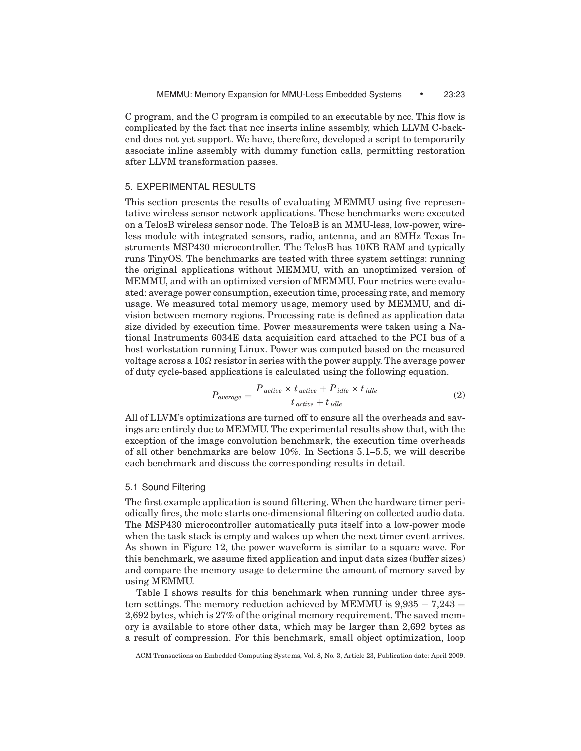C program, and the C program is compiled to an executable by ncc. This flow is complicated by the fact that ncc inserts inline assembly, which LLVM C-backend does not yet support. We have, therefore, developed a script to temporarily associate inline assembly with dummy function calls, permitting restoration after LLVM transformation passes.

## 5. EXPERIMENTAL RESULTS

This section presents the results of evaluating MEMMU using five representative wireless sensor network applications. These benchmarks were executed on a TelosB wireless sensor node. The TelosB is an MMU-less, low-power, wireless module with integrated sensors, radio, antenna, and an 8MHz Texas Instruments MSP430 microcontroller. The TelosB has 10KB RAM and typically runs TinyOS. The benchmarks are tested with three system settings: running the original applications without MEMMU, with an unoptimized version of MEMMU, and with an optimized version of MEMMU. Four metrics were evaluated: average power consumption, execution time, processing rate, and memory usage. We measured total memory usage, memory used by MEMMU, and division between memory regions. Processing rate is defined as application data size divided by execution time. Power measurements were taken using a National Instruments 6034E data acquisition card attached to the PCI bus of a host workstation running Linux. Power was computed based on the measured voltage across a 10Ω resistor in series with the power supply. The average power of duty cycle-based applications is calculated using the following equation.

$$P_{average} = \frac{P_{active} \times t_{active} + P_{idle} \times t_{idle}}{t_{active} + t_{idle}} \tag{2}$$

All of LLVM's optimizations are turned off to ensure all the overheads and savings are entirely due to MEMMU. The experimental results show that, with the exception of the image convolution benchmark, the execution time overheads of all other benchmarks are below 10%. In Sections 5.1–5.5, we will describe each benchmark and discuss the corresponding results in detail.

### 5.1 Sound Filtering

The first example application is sound filtering. When the hardware timer periodically fires, the mote starts one-dimensional filtering on collected audio data. The MSP430 microcontroller automatically puts itself into a low-power mode when the task stack is empty and wakes up when the next timer event arrives. As shown in Figure 12, the power waveform is similar to a square wave. For this benchmark, we assume fixed application and input data sizes (buffer sizes) and compare the memory usage to determine the amount of memory saved by using MEMMU.

Table I shows results for this benchmark when running under three system settings. The memory reduction achieved by MEMMU is $9{,}935 - 7{,}243 = 2{,}692$ bytes, which is 27% of the original memory requirement. The saved memory is available to store other data, which may be larger than 2,692 bytes as a result of compression. For this benchmark, small object optimization, loop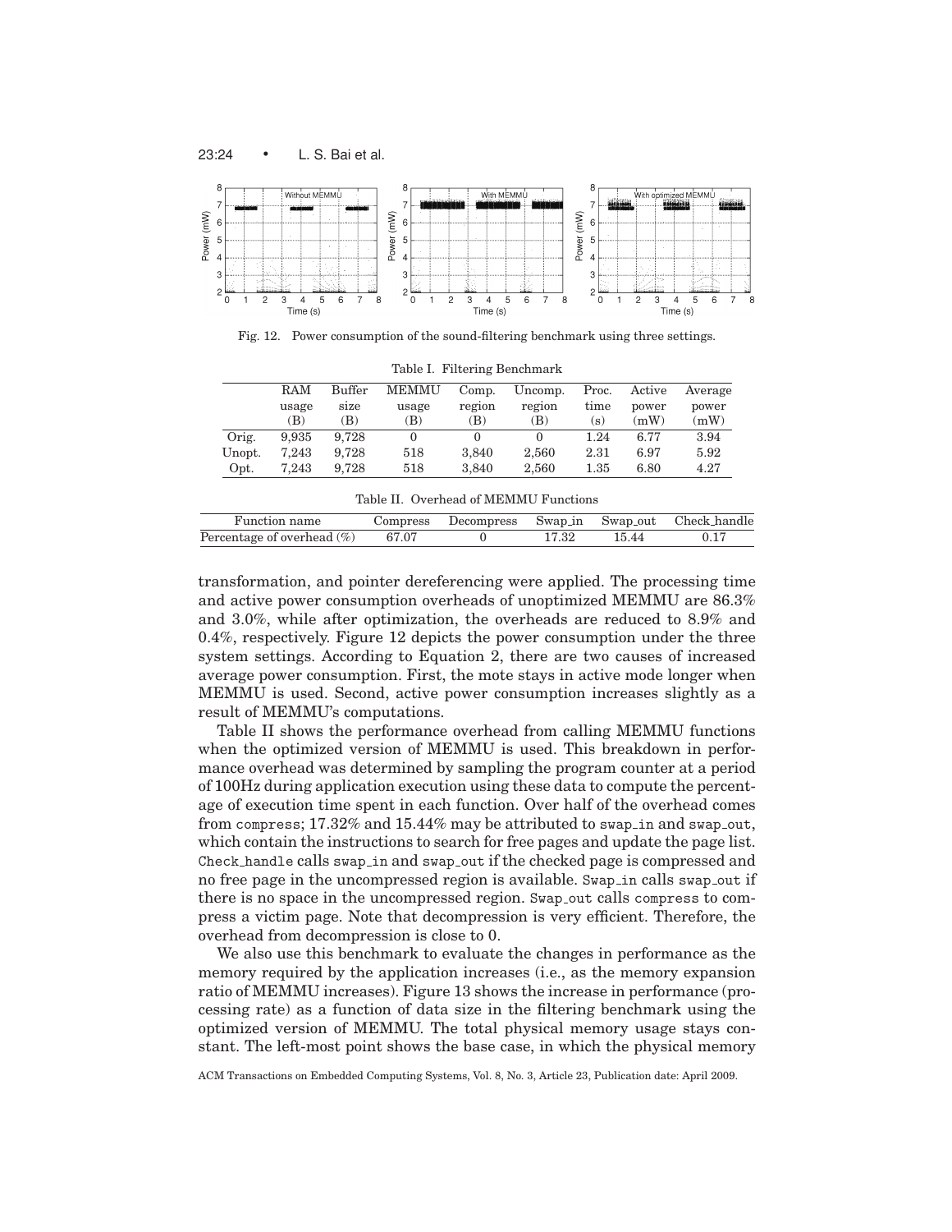Fig. 12. Power consumption of the sound-filtering benchmark using three settings.

Table I. Filtering Benchmark

| | RAM usage (B) | Buffer size (B) | MEMMU usage (B) | Comp. region (B) | Uncomp. region (B) | Proc. time (s) | Active power (mW) | Average power (mW) |
|---|---|---|---|---|---|---|---|---|
| Orig. | 9,935 | 9,728 | 0 | 0 | 0 | 1.24 | 6.77 | 3.94 |
| Unopt. | 7,243 | 9,728 | 518 | 3,840 | 2,560 | 2.31 | 6.97 | 5.92 |
| Opt. | 7,243 | 9,728 | 518 | 3,840 | 2,560 | 1.35 | 6.80 | 4.27 |

Table II. Overhead of MEMMU Functions

| Function name | Compress | Decompress | Swap_in | Swap_out | Check_handle |
|---|---|---|---|---|---|
| Percentage of overhead (%) | 67.07 | 0 | 17.32 | 15.44 | 0.17 |

transformation, and pointer dereferencing were applied. The processing time and active power consumption overheads of unoptimized MEMMU are 86.3% and 3.0%, while after optimization, the overheads are reduced to 8.9% and 0.4%, respectively. Figure 12 depicts the power consumption under the three system settings. According to Equation 2, there are two causes of increased average power consumption. First, the mote stays in active mode longer when MEMMU is used. Second, active power consumption increases slightly as a result of MEMMU's computations.

Table II shows the performance overhead from calling MEMMU functions when the optimized version of MEMMU is used. This breakdown in performance overhead was determined by sampling the program counter at a period of 100Hz during application execution using these data to compute the percentage of execution time spent in each function. Over half of the overhead comes from `compress`; 17.32% and 15.44% may be attributed to `swap_in` and `swap_out`, which contain the instructions to search for free pages and update the page list. `Check_handle` calls `swap_in` and `swap_out` if the checked page is compressed and no free page in the uncompressed region is available. `Swap_in` calls `swap_out` if there is no space in the uncompressed region. `Swap_out` calls `compress` to compress a victim page. Note that decompression is very efficient. Therefore, the overhead from decompression is close to 0.

We also use this benchmark to evaluate the changes in performance as the memory required by the application increases (i.e., as the memory expansion ratio of MEMMU increases). Figure 13 shows the increase in performance (processing rate) as a function of data size in the filtering benchmark using the optimized version of MEMMU. The total physical memory usage stays constant. The left-most point shows the base case, in which the physical memory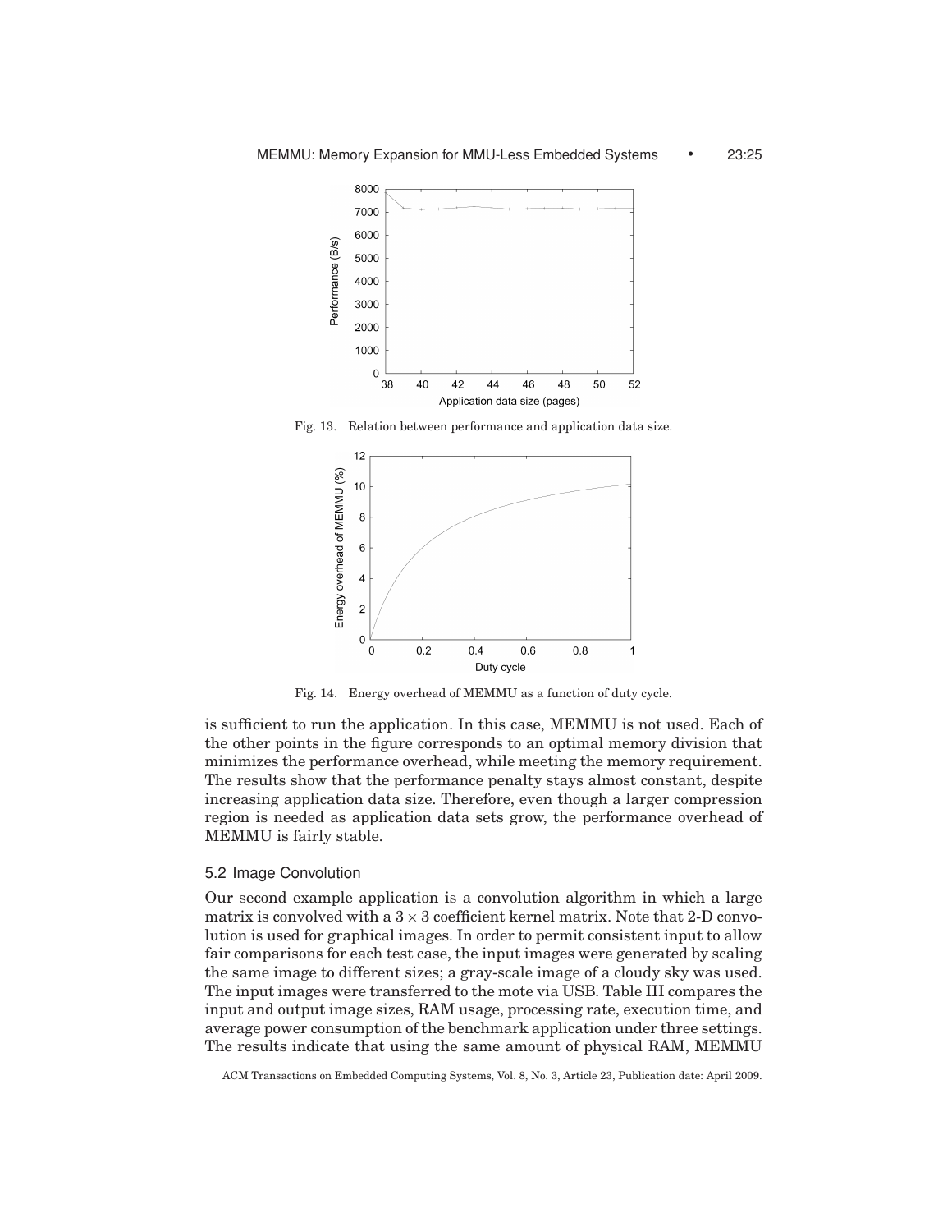Fig. 13. Relation between performance and application data size.

Fig. 14. Energy overhead of MEMMU as a function of duty cycle.

is sufficient to run the application. In this case, MEMMU is not used. Each of the other points in the figure corresponds to an optimal memory division that minimizes the performance overhead, while meeting the memory requirement. The results show that the performance penalty stays almost constant, despite increasing application data size. Therefore, even though a larger compression region is needed as application data sets grow, the performance overhead of MEMMU is fairly stable.

## 5.2 Image Convolution

Our second example application is a convolution algorithm in which a large matrix is convolved with a $3 \times 3$ coefficient kernel matrix. Note that 2-D convolution is used for graphical images. In order to permit consistent input to allow fair comparisons for each test case, the input images were generated by scaling the same image to different sizes; a gray-scale image of a cloudy sky was used. The input images were transferred to the mote via USB. Table III compares the input and output image sizes, RAM usage, processing rate, execution time, and average power consumption of the benchmark application under three settings. The results indicate that using the same amount of physical RAM, MEMMU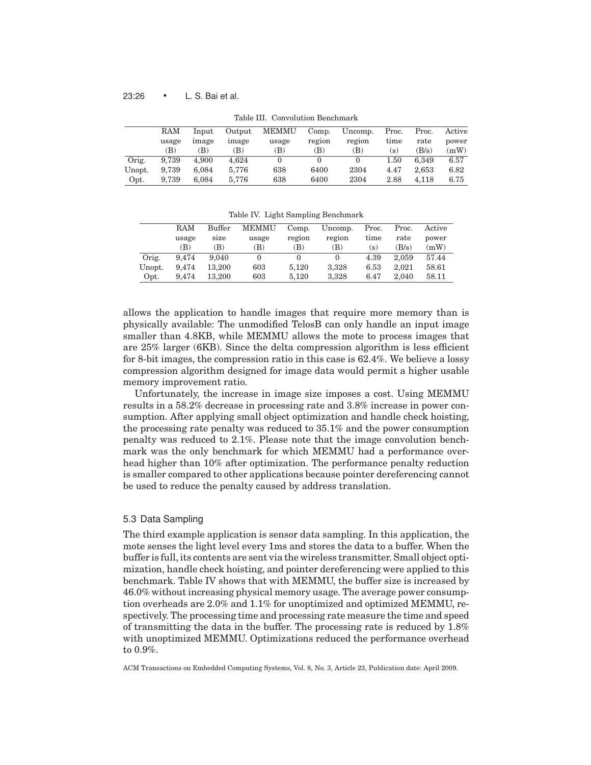Table III. Convolution Benchmark

| | RAM usage (B) | Input image (B) | Output image (B) | MEMMU usage (B) | Comp. region (B) | Uncomp. region (B) | Proc. time (s) | Proc. rate (B/s) | Active power (mW) |
|---|---|---|---|---|---|---|---|---|---|
| Orig. | 9,739 | 4,900 | 4,624 | 0 | 0 | 0 | 1.50 | 6,349 | 6.57 |
| Unopt. | 9,739 | 6,084 | 5,776 | 638 | 6400 | 2304 | 4.47 | 2,653 | 6.82 |
| Opt. | 9,739 | 6,084 | 5,776 | 638 | 6400 | 2304 | 2.88 | 4,118 | 6.75 |

Table IV. Light Sampling Benchmark

| | RAM usage (B) | Buffer size (B) | MEMMU usage (B) | Comp. region (B) | Uncomp. region (B) | Proc. time (s) | Proc. rate (B/s) | Active power (mW) |
|---|---|---|---|---|---|---|---|---|
| Orig. | 9,474 | 9,040 | 0 | 0 | 0 | 4.39 | 2,059 | 57.44 |
| Unopt. | 9,474 | 13,200 | 603 | 5,120 | 3,328 | 6.53 | 2,021 | 58.61 |
| Opt. | 9,474 | 13,200 | 603 | 5,120 | 3,328 | 6.47 | 2,040 | 58.11 |

allows the application to handle images that require more memory than is physically available: The unmodified TelosB can only handle an input image smaller than 4.8KB, while MEMMU allows the mote to process images that are 25% larger (6KB). Since the delta compression algorithm is less efficient for 8-bit images, the compression ratio in this case is 62.4%. We believe a lossy compression algorithm designed for image data would permit a higher usable memory improvement ratio.

Unfortunately, the increase in image size imposes a cost. Using MEMMU results in a 58.2% decrease in processing rate and 3.8% increase in power consumption. After applying small object optimization and handle check hoisting, the processing rate penalty was reduced to 35.1% and the power consumption penalty was reduced to 2.1%. Please note that the image convolution benchmark was the only benchmark for which MEMMU had a performance overhead higher than 10% after optimization. The performance penalty reduction is smaller compared to other applications because pointer dereferencing cannot be used to reduce the penalty caused by address translation.

### 5.3 Data Sampling

The third example application is sensor data sampling. In this application, the mote senses the light level every 1ms and stores the data to a buffer. When the buffer is full, its contents are sent via the wireless transmitter. Small object optimization, handle check hoisting, and pointer dereferencing were applied to this benchmark. Table IV shows that with MEMMU, the buffer size is increased by 46.0% without increasing physical memory usage. The average power consumption overheads are 2.0% and 1.1% for unoptimized and optimized MEMMU, respectively. The processing time and processing rate measure the time and speed of transmitting the data in the buffer. The processing rate is reduced by 1.8% with unoptimized MEMMU. Optimizations reduced the performance overhead to 0.9%.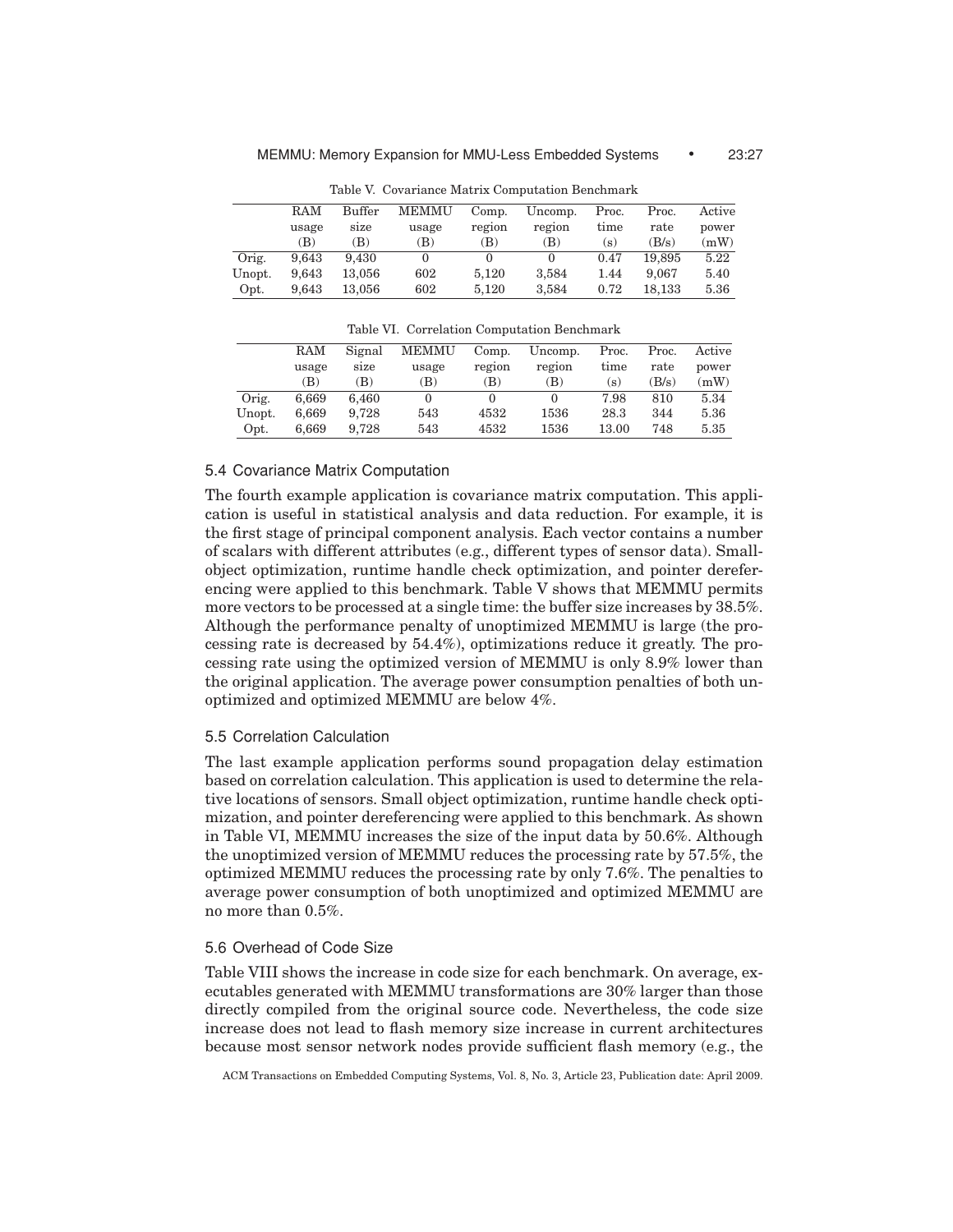Table V. Covariance Matrix Computation Benchmark

| | RAM usage (B) | Buffer size (B) | MEMMU usage (B) | Comp. region (B) | Uncomp. region (B) | Proc. time (s) | Proc. rate (B/s) | Active power (mW) |
|---|---|---|---|---|---|---|---|---|
| Orig. | 9,643 | 9,430 | 0 | 0 | 0 | 0.47 | 19,895 | 5.22 |
| Unopt. | 9,643 | 13,056 | 602 | 5,120 | 3,584 | 1.44 | 9,067 | 5.40 |
| Opt. | 9,643 | 13,056 | 602 | 5,120 | 3,584 | 0.72 | 18,133 | 5.36 |

Table VI. Correlation Computation Benchmark

| | RAM usage (B) | Signal size (B) | MEMMU usage (B) | Comp. region (B) | Uncomp. region (B) | Proc. time (s) | Proc. rate (B/s) | Active power (mW) |
|---|---|---|---|---|---|---|---|---|
| Orig. | 6,669 | 6,460 | 0 | 0 | 0 | 7.98 | 810 | 5.34 |
| Unopt. | 6,669 | 9,728 | 543 | 4532 | 1536 | 28.3 | 344 | 5.36 |
| Opt. | 6,669 | 9,728 | 543 | 4532 | 1536 | 13.00 | 748 | 5.35 |

### 5.4 Covariance Matrix Computation

The fourth example application is covariance matrix computation. This application is useful in statistical analysis and data reduction. For example, it is the first stage of principal component analysis. Each vector contains a number of scalars with different attributes (e.g., different types of sensor data). Small-object optimization, runtime handle check optimization, and pointer dereferencing were applied to this benchmark. Table V shows that MEMMU permits more vectors to be processed at a single time: the buffer size increases by 38.5%. Although the performance penalty of unoptimized MEMMU is large (the processing rate is decreased by 54.4%), optimizations reduce it greatly. The processing rate using the optimized version of MEMMU is only 8.9% lower than the original application. The average power consumption penalties of both unoptimized and optimized MEMMU are below 4%.

### 5.5 Correlation Calculation

The last example application performs sound propagation delay estimation based on correlation calculation. This application is used to determine the relative locations of sensors. Small object optimization, runtime handle check optimization, and pointer dereferencing were applied to this benchmark. As shown in Table VI, MEMMU increases the size of the input data by 50.6%. Although the unoptimized version of MEMMU reduces the processing rate by 57.5%, the optimized MEMMU reduces the processing rate by only 7.6%. The penalties to average power consumption of both unoptimized and optimized MEMMU are no more than 0.5%.

### 5.6 Overhead of Code Size

Table VIII shows the increase in code size for each benchmark. On average, executables generated with MEMMU transformations are 30% larger than those directly compiled from the original source code. Nevertheless, the code size increase does not lead to flash memory size increase in current architectures because most sensor network nodes provide sufficient flash memory (e.g., the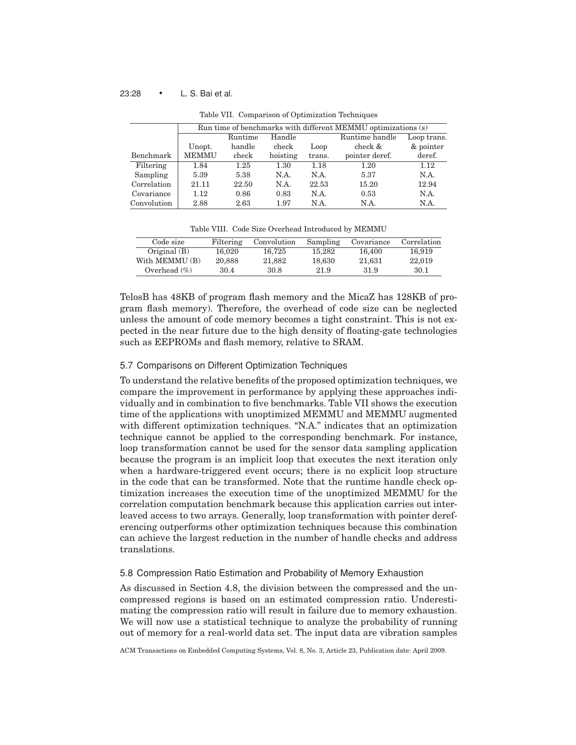Table VII. Comparison of Optimization Techniques

| | Run time of benchmarks with different MEMMU optimizations (s) | | | | | |
|---|---|---|---|---|---|---|
| Benchmark | Unopt. MEMMU | Runtime handle check | Handle check hoisting | Loop trans. | Runtime handle check & pointer deref. | Loop trans. & pointer deref. |
| Filtering | 1.84 | 1.25 | 1.30 | 1.18 | 1.20 | 1.12 |
| Sampling | 5.39 | 5.38 | N.A. | N.A. | 5.37 | N.A. |
| Correlation | 21.11 | 22.50 | N.A. | 22.53 | 15.20 | 12.94 |
| Covariance | 1.12 | 0.86 | 0.83 | N.A. | 0.53 | N.A. |
| Convolution | 2.88 | 2.63 | 1.97 | N.A. | N.A. | N.A. |

Table VIII. Code Size Overhead Introduced by MEMMU

| Code size | Filtering | Convolution | Sampling | Covariance | Correlation |
|---|---|---|---|---|---|
| Original (B) | 16,020 | 16,725 | 15,282 | 16,400 | 16,919 |
| With MEMMU (B) | 20,888 | 21,882 | 18,630 | 21,631 | 22,019 |
| Overhead (%) | 30.4 | 30.8 | 21.9 | 31.9 | 30.1 |

TelosB has 48KB of program flash memory and the MicaZ has 128KB of program flash memory). Therefore, the overhead of code size can be neglected unless the amount of code memory becomes a tight constraint. This is not expected in the near future due to the high density of floating-gate technologies such as EEPROMs and flash memory, relative to SRAM.

### 5.7 Comparisons on Different Optimization Techniques

To understand the relative benefits of the proposed optimization techniques, we compare the improvement in performance by applying these approaches individually and in combination to five benchmarks. Table VII shows the execution time of the applications with unoptimized MEMMU and MEMMU augmented with different optimization techniques. "N.A." indicates that an optimization technique cannot be applied to the corresponding benchmark. For instance, loop transformation cannot be used for the sensor data sampling application because the program is an implicit loop that executes the next iteration only when a hardware-triggered event occurs; there is no explicit loop structure in the code that can be transformed. Note that the runtime handle check optimization increases the execution time of the unoptimized MEMMU for the correlation computation benchmark because this application carries out interleaved access to two arrays. Generally, loop transformation with pointer dereferencing outperforms other optimization techniques because this combination can achieve the largest reduction in the number of handle checks and address translations.

### 5.8 Compression Ratio Estimation and Probability of Memory Exhaustion

As discussed in Section 4.8, the division between the compressed and the uncompressed regions is based on an estimated compression ratio. Underestimating the compression ratio will result in failure due to memory exhaustion. We will now use a statistical technique to analyze the probability of running out of memory for a real-world data set. The input data are vibration samples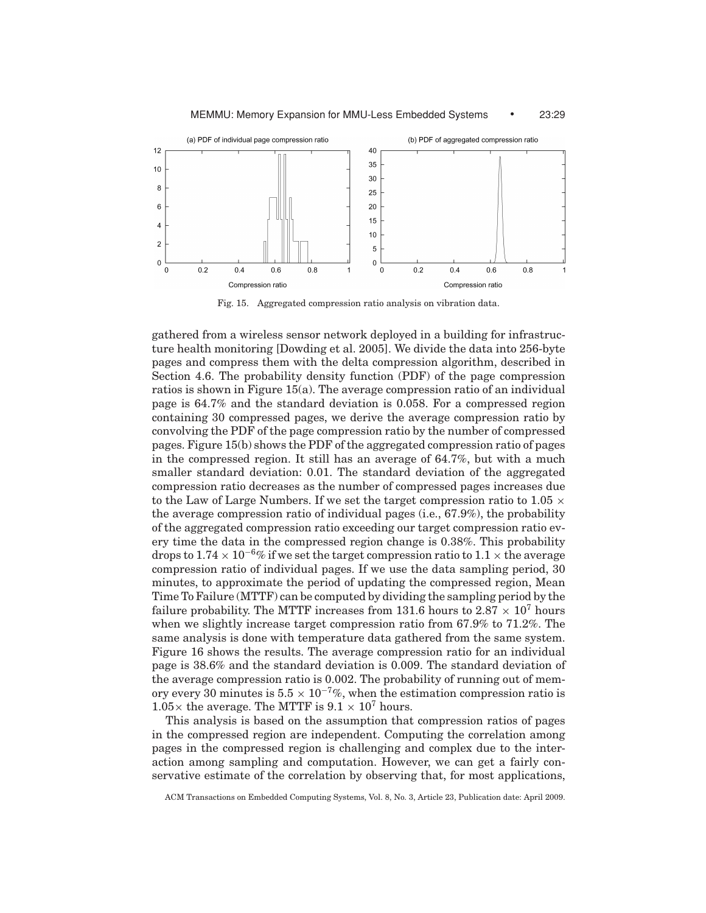Fig. 15. Aggregated compression ratio analysis on vibration data.

gathered from a wireless sensor network deployed in a building for infrastructure health monitoring [Dowding et al. 2005]. We divide the data into 256-byte pages and compress them with the delta compression algorithm, described in Section 4.6. The probability density function (PDF) of the page compression ratios is shown in Figure 15(a). The average compression ratio of an individual page is 64.7% and the standard deviation is 0.058. For a compressed region containing 30 compressed pages, we derive the average compression ratio by convolving the PDF of the page compression ratio by the number of compressed pages. Figure 15(b) shows the PDF of the aggregated compression ratio of pages in the compressed region. It still has an average of 64.7%, but with a much smaller standard deviation: 0.01. The standard deviation of the aggregated compression ratio decreases as the number of compressed pages increases due to the Law of Large Numbers. If we set the target compression ratio to $1.05 \times$ the average compression ratio of individual pages (i.e., 67.9%), the probability of the aggregated compression ratio exceeding our target compression ratio every time the data in the compressed region change is 0.38%. This probability drops to $1.74 \times 10^{-6}$% if we set the target compression ratio to $1.1 \times$ the average compression ratio of individual pages. If we use the data sampling period, 30 minutes, to approximate the period of updating the compressed region, Mean Time To Failure (MTTF) can be computed by dividing the sampling period by the failure probability. The MTTF increases from 131.6 hours to $2.87 \times 10^7$ hours when we slightly increase target compression ratio from 67.9% to 71.2%. The same analysis is done with temperature data gathered from the same system. Figure 16 shows the results. The average compression ratio for an individual page is 38.6% and the standard deviation is 0.009. The standard deviation of the average compression ratio is 0.002. The probability of running out of memory every 30 minutes is $5.5 \times 10^{-7}$%, when the estimation compression ratio is $1.05\times$ the average. The MTTF is $9.1 \times 10^7$ hours.

This analysis is based on the assumption that compression ratios of pages in the compressed region are independent. Computing the correlation among pages in the compressed region is challenging and complex due to the interaction among sampling and computation. However, we can get a fairly conservative estimate of the correlation by observing that, for most applications,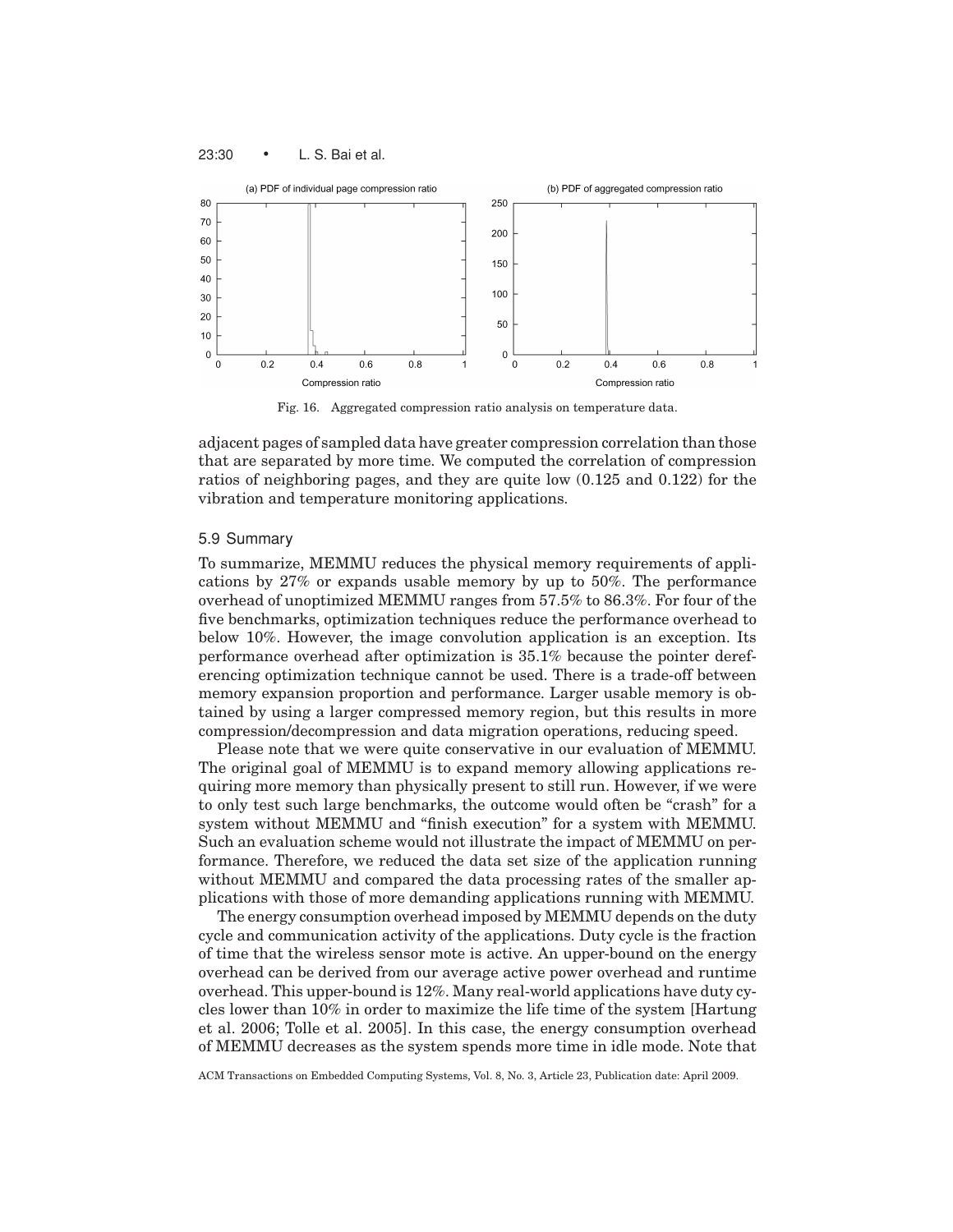Fig. 16. Aggregated compression ratio analysis on temperature data.

adjacent pages of sampled data have greater compression correlation than those that are separated by more time. We computed the correlation of compression ratios of neighboring pages, and they are quite low (0.125 and 0.122) for the vibration and temperature monitoring applications.

### 5.9 Summary

To summarize, MEMMU reduces the physical memory requirements of applications by 27% or expands usable memory by up to 50%. The performance overhead of unoptimized MEMMU ranges from 57.5% to 86.3%. For four of the five benchmarks, optimization techniques reduce the performance overhead to below 10%. However, the image convolution application is an exception. Its performance overhead after optimization is 35.1% because the pointer dereferencing optimization technique cannot be used. There is a trade-off between memory expansion proportion and performance. Larger usable memory is obtained by using a larger compressed memory region, but this results in more compression/decompression and data migration operations, reducing speed.

Please note that we were quite conservative in our evaluation of MEMMU. The original goal of MEMMU is to expand memory allowing applications requiring more memory than physically present to still run. However, if we were to only test such large benchmarks, the outcome would often be "crash" for a system without MEMMU and "finish execution" for a system with MEMMU. Such an evaluation scheme would not illustrate the impact of MEMMU on performance. Therefore, we reduced the data set size of the application running without MEMMU and compared the data processing rates of the smaller applications with those of more demanding applications running with MEMMU.

The energy consumption overhead imposed by MEMMU depends on the duty cycle and communication activity of the applications. Duty cycle is the fraction of time that the wireless sensor mote is active. An upper-bound on the energy overhead can be derived from our average active power overhead and runtime overhead. This upper-bound is 12%. Many real-world applications have duty cycles lower than 10% in order to maximize the life time of the system [Hartung et al. 2006; Tolle et al. 2005]. In this case, the energy consumption overhead of MEMMU decreases as the system spends more time in idle mode. Note that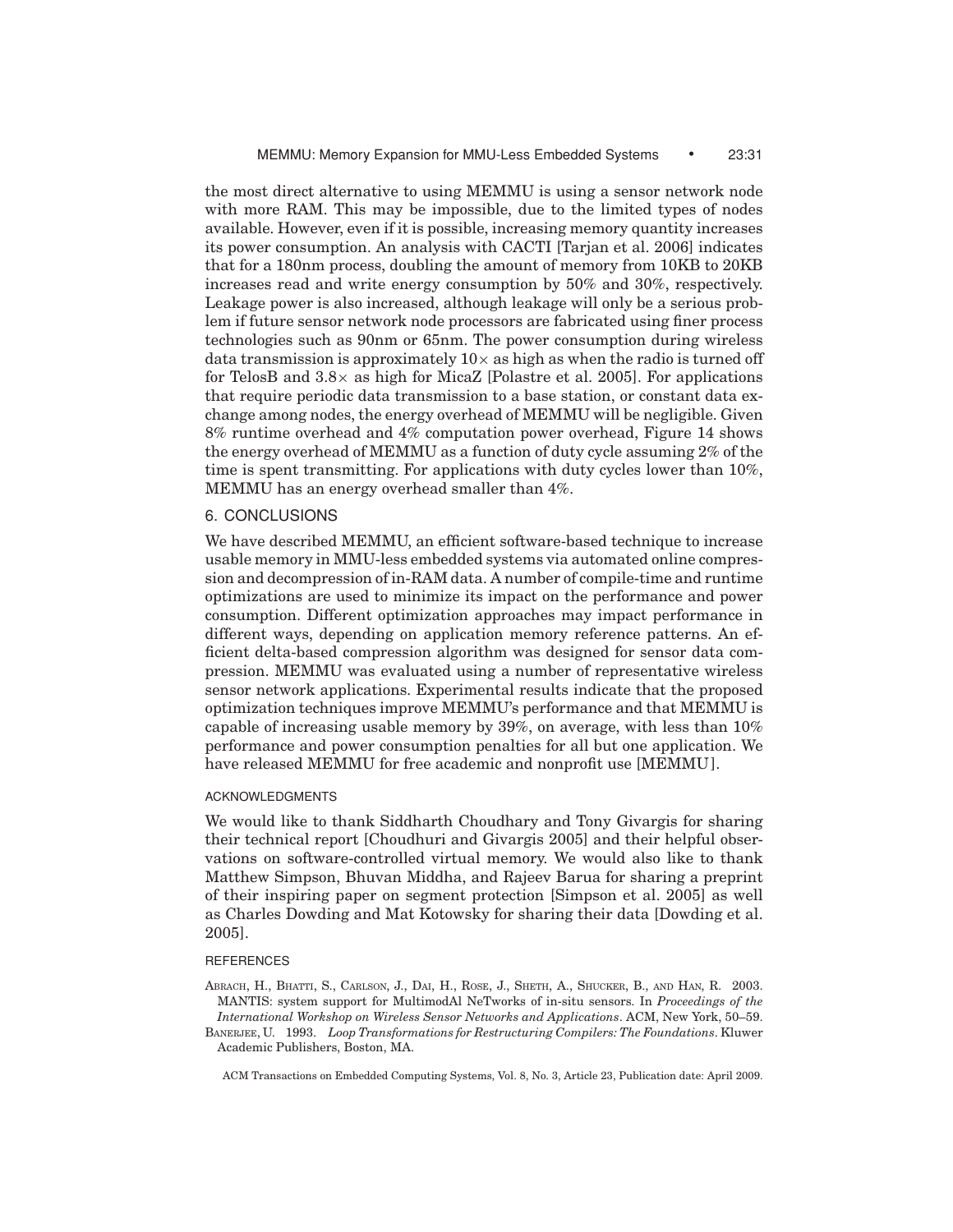the most direct alternative to using MEMMU is using a sensor network node with more RAM. This may be impossible, due to the limited types of nodes available. However, even if it is possible, increasing memory quantity increases its power consumption. An analysis with CACTI [Tarjan et al. 2006] indicates that for a 180nm process, doubling the amount of memory from 10KB to 20KB increases read and write energy consumption by 50% and 30%, respectively. Leakage power is also increased, although leakage will only be a serious problem if future sensor network node processors are fabricated using finer process technologies such as 90nm or 65nm. The power consumption during wireless data transmission is approximately $10\times$ as high as when the radio is turned off for TelosB and $3.8\times$ as high for MicaZ [Polastre et al. 2005]. For applications that require periodic data transmission to a base station, or constant data exchange among nodes, the energy overhead of MEMMU will be negligible. Given 8% runtime overhead and 4% computation power overhead, Figure 14 shows the energy overhead of MEMMU as a function of duty cycle assuming 2% of the time is spent transmitting. For applications with duty cycles lower than 10%, MEMMU has an energy overhead smaller than 4%.

## 6. CONCLUSIONS

We have described MEMMU, an efficient software-based technique to increase usable memory in MMU-less embedded systems via automated online compression and decompression of in-RAM data. A number of compile-time and runtime optimizations are used to minimize its impact on the performance and power consumption. Different optimization approaches may impact performance in different ways, depending on application memory reference patterns. An efficient delta-based compression algorithm was designed for sensor data compression. MEMMU was evaluated using a number of representative wireless sensor network applications. Experimental results indicate that the proposed optimization techniques improve MEMMU's performance and that MEMMU is capable of increasing usable memory by 39%, on average, with less than 10% performance and power consumption penalties for all but one application. We have released MEMMU for free academic and nonprofit use [MEMMU].

### ACKNOWLEDGMENTS

We would like to thank Siddharth Choudhary and Tony Givargis for sharing their technical report [Choudhuri and Givargis 2005] and their helpful observations on software-controlled virtual memory. We would also like to thank Matthew Simpson, Bhuvan Middha, and Rajeev Barua for sharing a preprint of their inspiring paper on segment protection [Simpson et al. 2005] as well as Charles Dowding and Mat Kotowsky for sharing their data [Dowding et al. 2005].

### REFERENCES

ABRACH, H., BHATTI, S., CARLSON, J., DAI, H., ROSE, J., SHETH, A., SHUCKER, B., AND HAN, R. 2003. MANTIS: system support for MultimodAl NeTworks of in-situ sensors. In *Proceedings of the International Workshop on Wireless Sensor Networks and Applications*. ACM, New York, 50–59.

BANERJEE, U. 1993. *Loop Transformations for Restructuring Compilers: The Foundations*. Kluwer Academic Publishers, Boston, MA.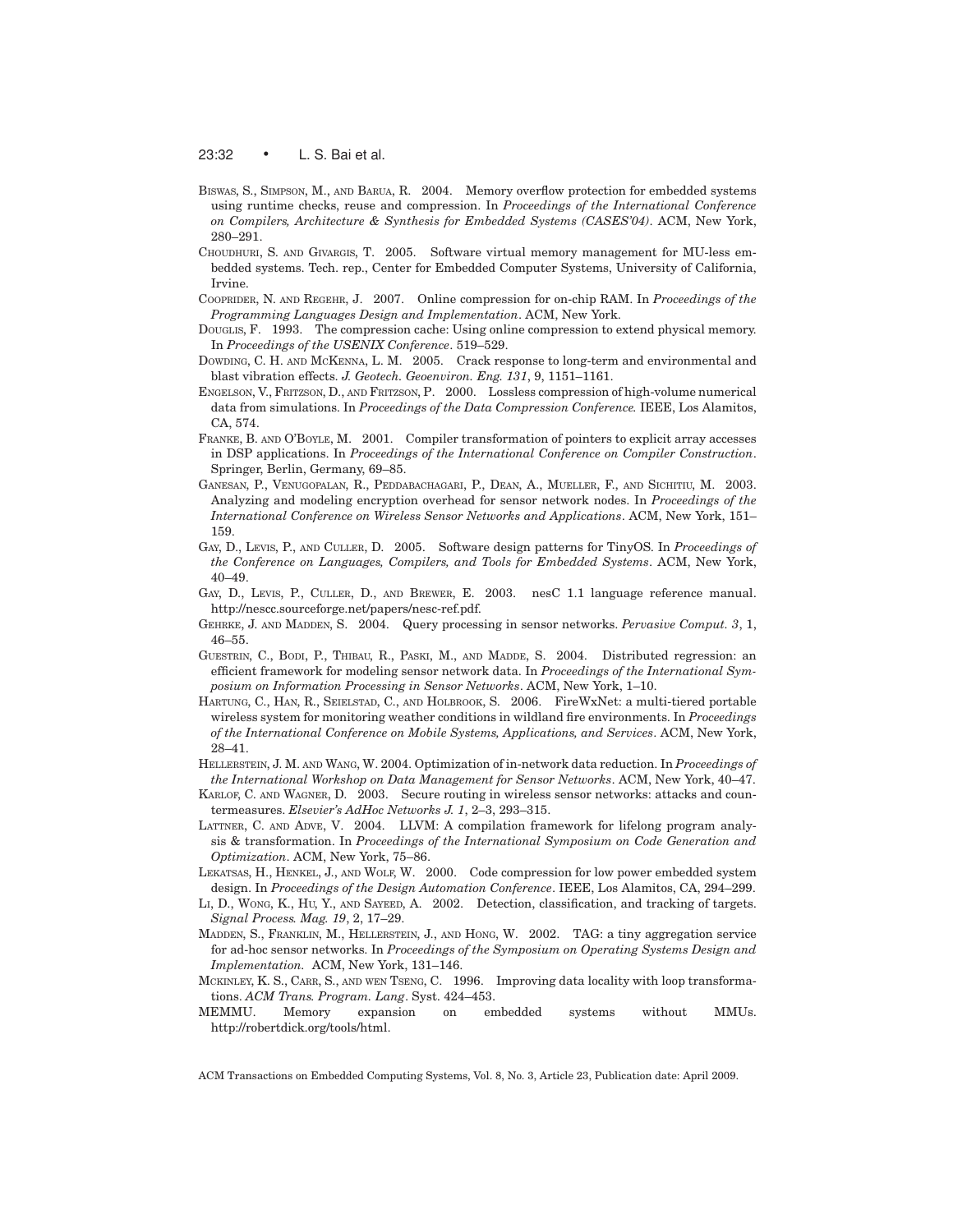Biswas, S., Simpson, M., and Barua, R. 2004. Memory overflow protection for embedded systems using runtime checks, reuse and compression. In *Proceedings of the International Conference on Compilers, Architecture & Synthesis for Embedded Systems (CASES'04)*. ACM, New York, 280–291.

Choudhuri, S. and Givargis, T. 2005. Software virtual memory management for MU-less embedded systems. Tech. rep., Center for Embedded Computer Systems, University of California, Irvine.

Cooprider, N. and Regehr, J. 2007. Online compression for on-chip RAM. In *Proceedings of the Programming Languages Design and Implementation*. ACM, New York.

Douglis, F. 1993. The compression cache: Using online compression to extend physical memory. In *Proceedings of the USENIX Conference*. 519–529.

Dowding, C. H. and McKenna, L. M. 2005. Crack response to long-term and environmental and blast vibration effects. *J. Geotech. Geoenviron. Eng. 131*, 9, 1151–1161.

Engelson, V., Fritzson, D., and Fritzson, P. 2000. Lossless compression of high-volume numerical data from simulations. In *Proceedings of the Data Compression Conference.* IEEE, Los Alamitos, CA, 574.

Franke, B. and O'Boyle, M. 2001. Compiler transformation of pointers to explicit array accesses in DSP applications. In *Proceedings of the International Conference on Compiler Construction*. Springer, Berlin, Germany, 69–85.

Ganesan, P., Venugopalan, R., Peddabachagari, P., Dean, A., Mueller, F., and Sichitiu, M. 2003. Analyzing and modeling encryption overhead for sensor network nodes. In *Proceedings of the International Conference on Wireless Sensor Networks and Applications*. ACM, New York, 151–159.

Gay, D., Levis, P., and Culler, D. 2005. Software design patterns for TinyOS. In *Proceedings of the Conference on Languages, Compilers, and Tools for Embedded Systems*. ACM, New York, 40–49.

Gay, D., Levis, P., Culler, D., and Brewer, E. 2003. nesC 1.1 language reference manual. http://nescc.sourceforge.net/papers/nesc-ref.pdf.

Gehrke, J. and Madden, S. 2004. Query processing in sensor networks. *Pervasive Comput. 3*, 1, 46–55.

Guestrin, C., Bodi, P., Thibau, R., Paski, M., and Madde, S. 2004. Distributed regression: an efficient framework for modeling sensor network data. In *Proceedings of the International Symposium on Information Processing in Sensor Networks*. ACM, New York, 1–10.

Hartung, C., Han, R., Seielstad, C., and Holbrook, S. 2006. FireWxNet: a multi-tiered portable wireless system for monitoring weather conditions in wildland fire environments. In *Proceedings of the International Conference on Mobile Systems, Applications, and Services*. ACM, New York, 28–41.

Hellerstein, J. M. and Wang, W. 2004. Optimization of in-network data reduction. In *Proceedings of the International Workshop on Data Management for Sensor Networks*. ACM, New York, 40–47.

Karlof, C. and Wagner, D. 2003. Secure routing in wireless sensor networks: attacks and countermeasures. *Elsevier's AdHoc Networks J. 1*, 2–3, 293–315.

Lattner, C. and Adve, V. 2004. LLVM: A compilation framework for lifelong program analysis & transformation. In *Proceedings of the International Symposium on Code Generation and Optimization*. ACM, New York, 75–86.

Lekatsas, H., Henkel, J., and Wolf, W. 2000. Code compression for low power embedded system design. In *Proceedings of the Design Automation Conference*. IEEE, Los Alamitos, CA, 294–299.

Li, D., Wong, K., Hu, Y., and Sayeed, A. 2002. Detection, classification, and tracking of targets. *Signal Process. Mag. 19*, 2, 17–29.

Madden, S., Franklin, M., Hellerstein, J., and Hong, W. 2002. TAG: a tiny aggregation service for ad-hoc sensor networks. In *Proceedings of the Symposium on Operating Systems Design and Implementation.* ACM, New York, 131–146.

McKinley, K. S., Carr, S., and wen Tseng, C. 1996. Improving data locality with loop transformations. *ACM Trans. Program. Lang*. Syst. 424–453.

MEMMU. Memory expansion on embedded systems without MMUs. http://robertdick.org/tools/html.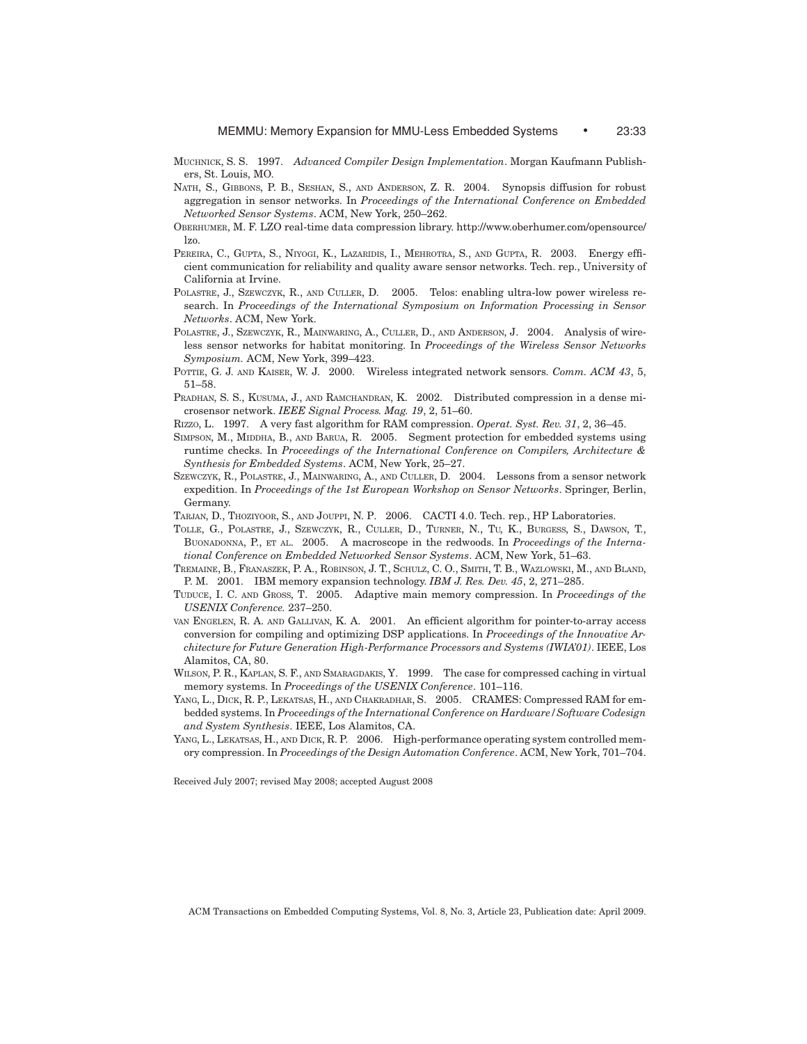Muchnick, S. S. 1997. *Advanced Compiler Design Implementation*. Morgan Kaufmann Publishers, St. Louis, MO.

Nath, S., Gibbons, P. B., Seshan, S., and Anderson, Z. R. 2004. Synopsis diffusion for robust aggregation in sensor networks. In *Proceedings of the International Conference on Embedded Networked Sensor Systems*. ACM, New York, 250–262.

Oberhumer, M. F. LZO real-time data compression library. http://www.oberhumer.com/opensource/lzo.

Pereira, C., Gupta, S., Niyogi, K., Lazaridis, I., Mehrotra, S., and Gupta, R. 2003. Energy efficient communication for reliability and quality aware sensor networks. Tech. rep., University of California at Irvine.

Polastre, J., Szewczyk, R., and Culler, D. 2005. Telos: enabling ultra-low power wireless research. In *Proceedings of the International Symposium on Information Processing in Sensor Networks*. ACM, New York.

Polastre, J., Szewczyk, R., Mainwaring, A., Culler, D., and Anderson, J. 2004. Analysis of wireless sensor networks for habitat monitoring. In *Proceedings of the Wireless Sensor Networks Symposium.* ACM, New York, 399–423.

Pottie, G. J. and Kaiser, W. J. 2000. Wireless integrated network sensors. *Comm. ACM 43*, 5, 51–58.

Pradhan, S. S., Kusuma, J., and Ramchandran, K. 2002. Distributed compression in a dense microsensor network. *IEEE Signal Process. Mag. 19*, 2, 51–60.

Rizzo, L. 1997. A very fast algorithm for RAM compression. *Operat. Syst. Rev. 31*, 2, 36–45.

Simpson, M., Middha, B., and Barua, R. 2005. Segment protection for embedded systems using runtime checks. In *Proceedings of the International Conference on Compilers, Architecture & Synthesis for Embedded Systems*. ACM, New York, 25–27.

Szewczyk, R., Polastre, J., Mainwaring, A., and Culler, D. 2004. Lessons from a sensor network expedition. In *Proceedings of the 1st European Workshop on Sensor Networks*. Springer, Berlin, Germany.

Tarjan, D., Thoziyoor, S., and Jouppi, N. P. 2006. CACTI 4.0. Tech. rep., HP Laboratories.

Tolle, G., Polastre, J., Szewczyk, R., Culler, D., Turner, N., Tu, K., Burgess, S., Dawson, T., Buonadonna, P., et al. 2005. A macroscope in the redwoods. In *Proceedings of the International Conference on Embedded Networked Sensor Systems*. ACM, New York, 51–63.

Tremaine, B., Franaszek, P. A., Robinson, J. T., Schulz, C. O., Smith, T. B., Wazlowski, M., and Bland, P. M. 2001. IBM memory expansion technology. *IBM J. Res. Dev. 45*, 2, 271–285.

Tuduce, I. C. and Gross, T. 2005. Adaptive main memory compression. In *Proceedings of the USENIX Conference.* 237–250.

van Engelen, R. A. and Gallivan, K. A. 2001. An efficient algorithm for pointer-to-array access conversion for compiling and optimizing DSP applications. In *Proceedings of the Innovative Architecture for Future Generation High-Performance Processors and Systems (IWIA'01)*. IEEE, Los Alamitos, CA, 80.

Wilson, P. R., Kaplan, S. F., and Smaragdakis, Y. 1999. The case for compressed caching in virtual memory systems. In *Proceedings of the USENIX Conference*. 101–116.

Yang, L., Dick, R. P., Lekatsas, H., and Chakradhar, S. 2005. CRAMES: Compressed RAM for embedded systems. In *Proceedings of the International Conference on Hardware/Software Codesign and System Synthesis*. IEEE, Los Alamitos, CA.

Yang, L., Lekatsas, H., and Dick, R. P. 2006. High-performance operating system controlled memory compression. In *Proceedings of the Design Automation Conference*. ACM, New York, 701–704.

Received July 2007; revised May 2008; accepted August 2008